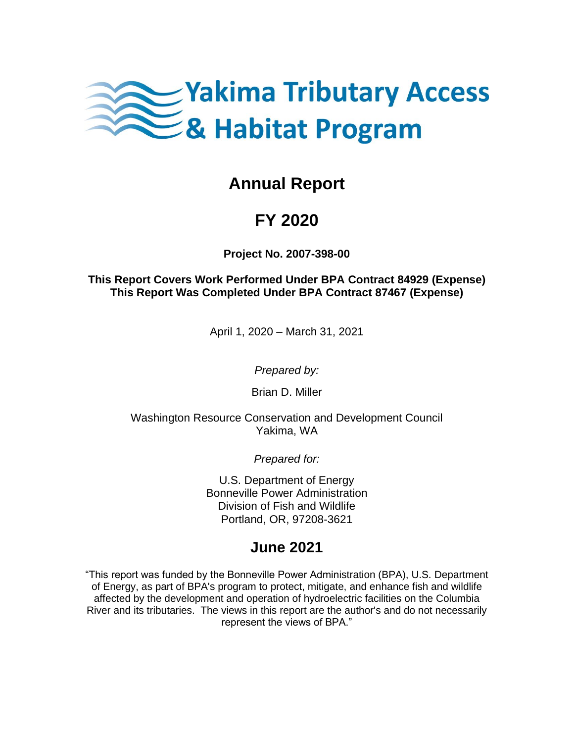# Yakima Tributary Access & Habitat Program

## Annual Report

## FY 2020

**Project No. 2007-398-00**

**This Report Covers Work Performed Under BPA Contract 84929 (Expense)**
**This Report Was Completed Under BPA Contract 87467 (Expense)**

April 1, 2020 – March 31, 2021

*Prepared by:*

Brian D. Miller

Washington Resource Conservation and Development Council
Yakima, WA

*Prepared for:*

U.S. Department of Energy
Bonneville Power Administration
Division of Fish and Wildlife
Portland, OR, 97208-3621

## June 2021

"This report was funded by the Bonneville Power Administration (BPA), U.S. Department of Energy, as part of BPA's program to protect, mitigate, and enhance fish and wildlife affected by the development and operation of hydroelectric facilities on the Columbia River and its tributaries. The views in this report are the author's and do not necessarily represent the views of BPA."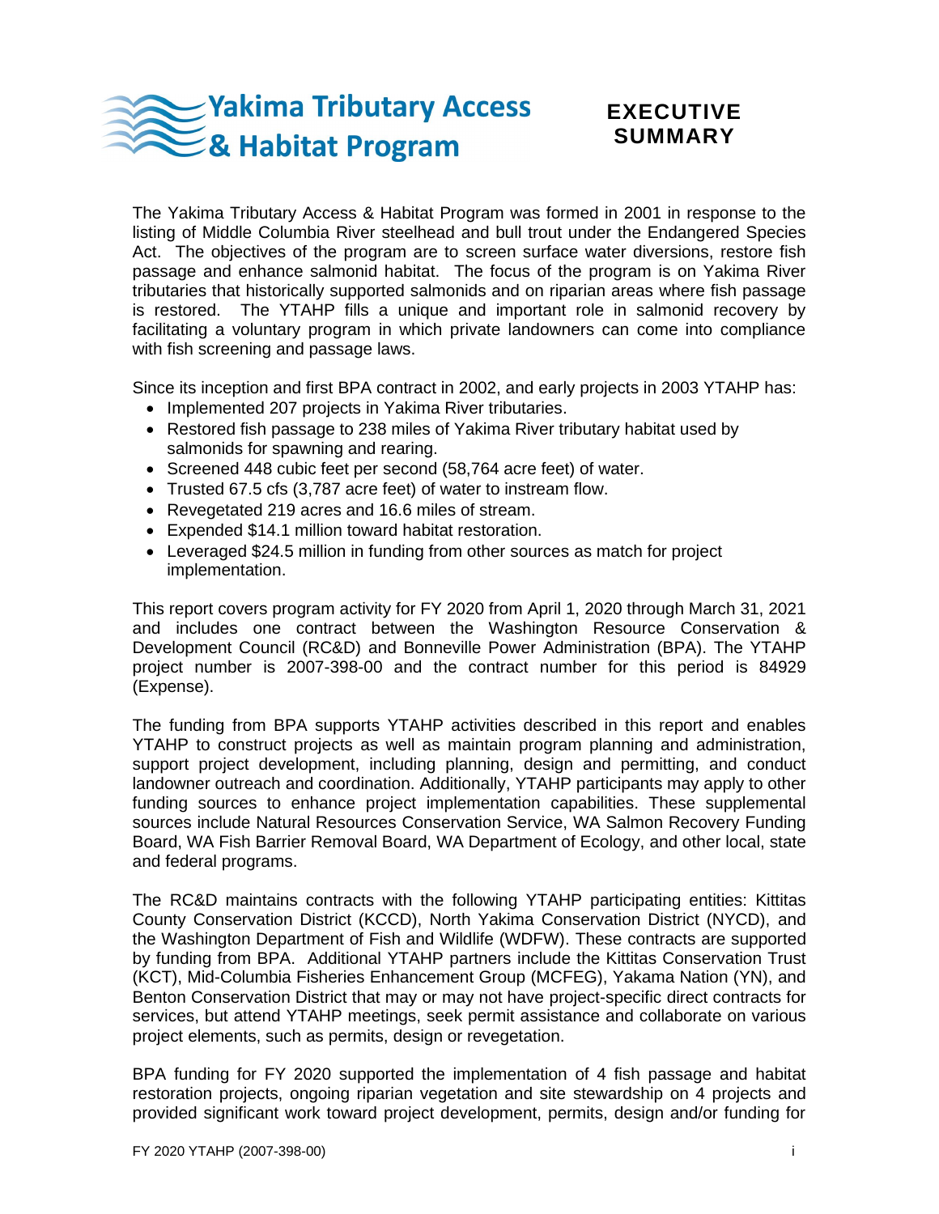# Yakima Tributary Access & Habitat Program

# EXECUTIVE SUMMARY

The Yakima Tributary Access & Habitat Program was formed in 2001 in response to the listing of Middle Columbia River steelhead and bull trout under the Endangered Species Act. The objectives of the program are to screen surface water diversions, restore fish passage and enhance salmonid habitat. The focus of the program is on Yakima River tributaries that historically supported salmonids and on riparian areas where fish passage is restored. The YTAHP fills a unique and important role in salmonid recovery by facilitating a voluntary program in which private landowners can come into compliance with fish screening and passage laws.

Since its inception and first BPA contract in 2002, and early projects in 2003 YTAHP has:

- Implemented 207 projects in Yakima River tributaries.
- Restored fish passage to 238 miles of Yakima River tributary habitat used by salmonids for spawning and rearing.
- Screened 448 cubic feet per second (58,764 acre feet) of water.
- Trusted 67.5 cfs (3,787 acre feet) of water to instream flow.
- Revegetated 219 acres and 16.6 miles of stream.
- Expended $14.1 million toward habitat restoration.
- Leveraged $24.5 million in funding from other sources as match for project implementation.

This report covers program activity for FY 2020 from April 1, 2020 through March 31, 2021 and includes one contract between the Washington Resource Conservation & Development Council (RC&D) and Bonneville Power Administration (BPA). The YTAHP project number is 2007-398-00 and the contract number for this period is 84929 (Expense).

The funding from BPA supports YTAHP activities described in this report and enables YTAHP to construct projects as well as maintain program planning and administration, support project development, including planning, design and permitting, and conduct landowner outreach and coordination. Additionally, YTAHP participants may apply to other funding sources to enhance project implementation capabilities. These supplemental sources include Natural Resources Conservation Service, WA Salmon Recovery Funding Board, WA Fish Barrier Removal Board, WA Department of Ecology, and other local, state and federal programs.

The RC&D maintains contracts with the following YTAHP participating entities: Kittitas County Conservation District (KCCD), North Yakima Conservation District (NYCD), and the Washington Department of Fish and Wildlife (WDFW). These contracts are supported by funding from BPA. Additional YTAHP partners include the Kittitas Conservation Trust (KCT), Mid-Columbia Fisheries Enhancement Group (MCFEG), Yakama Nation (YN), and Benton Conservation District that may or may not have project-specific direct contracts for services, but attend YTAHP meetings, seek permit assistance and collaborate on various project elements, such as permits, design or revegetation.

BPA funding for FY 2020 supported the implementation of 4 fish passage and habitat restoration projects, ongoing riparian vegetation and site stewardship on 4 projects and provided significant work toward project development, permits, design and/or funding for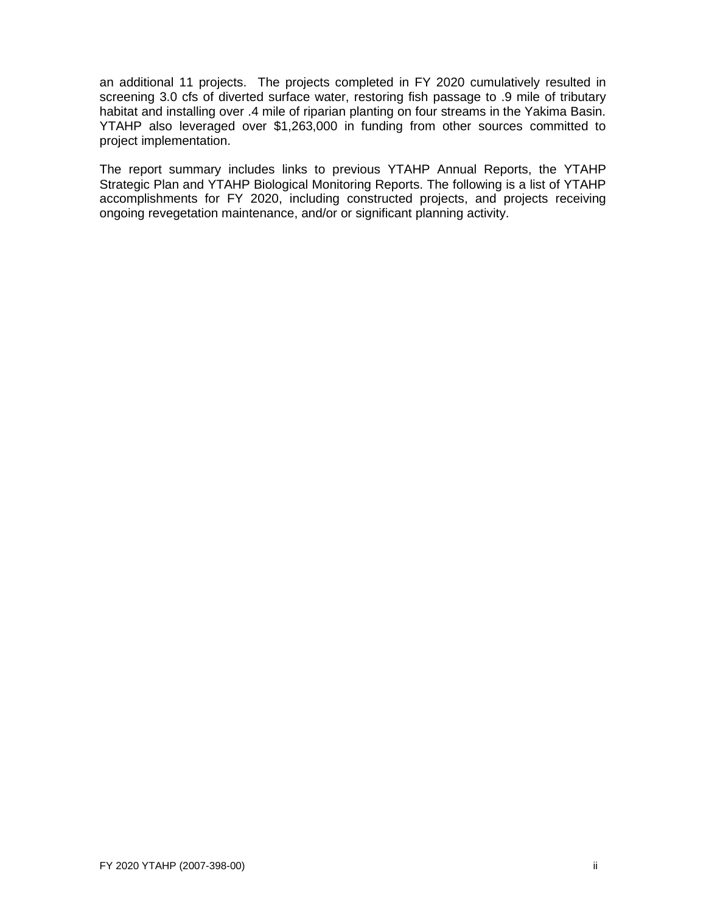an additional 11 projects. The projects completed in FY 2020 cumulatively resulted in screening 3.0 cfs of diverted surface water, restoring fish passage to .9 mile of tributary habitat and installing over .4 mile of riparian planting on four streams in the Yakima Basin. YTAHP also leveraged over $1,263,000 in funding from other sources committed to project implementation.

The report summary includes links to previous YTAHP Annual Reports, the YTAHP Strategic Plan and YTAHP Biological Monitoring Reports. The following is a list of YTAHP accomplishments for FY 2020, including constructed projects, and projects receiving ongoing revegetation maintenance, and/or or significant planning activity.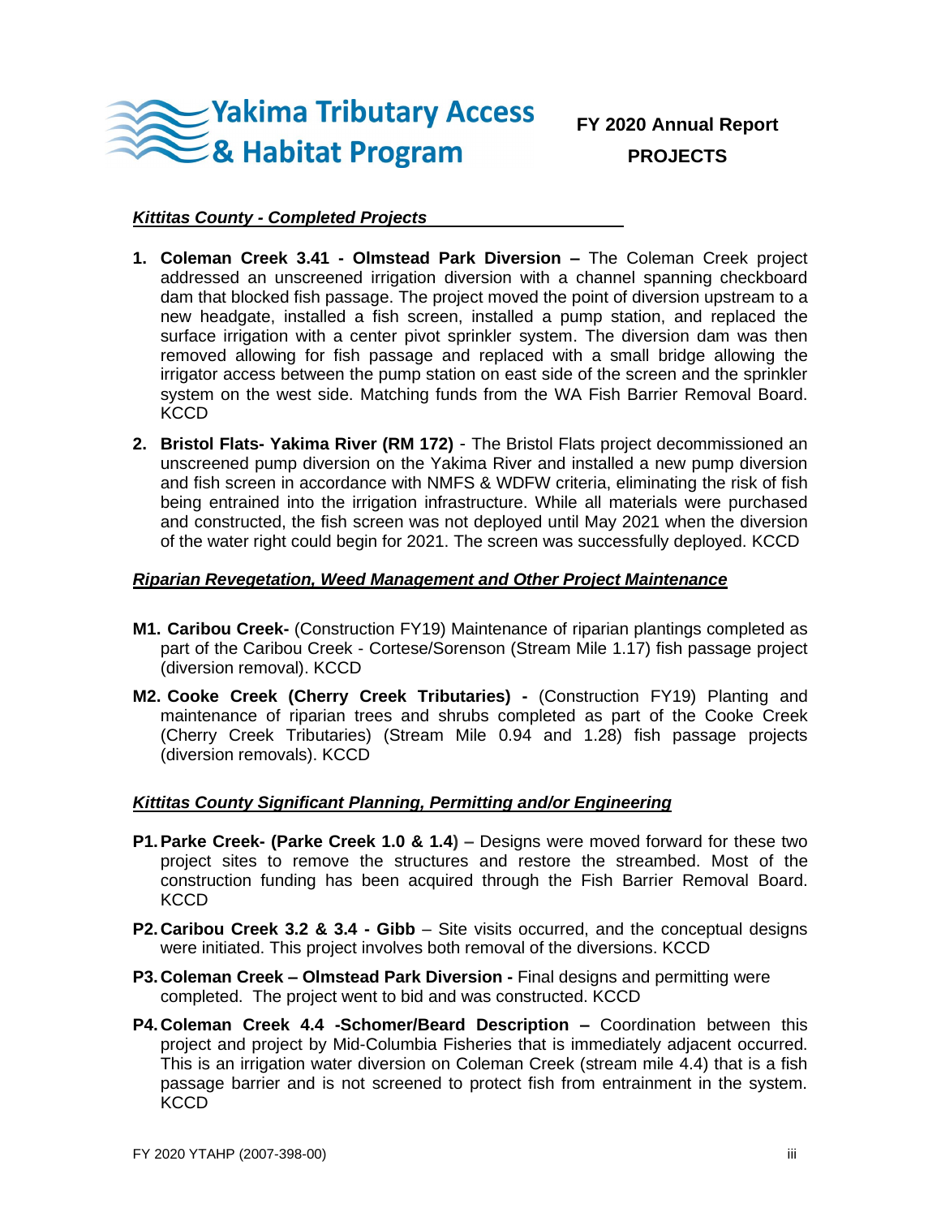# Yakima Tributary Access & Habitat Program

**FY 2020 Annual Report**
**PROJECTS**

***Kittitas County - Completed Projects***

1. **Coleman Creek 3.41 - Olmstead Park Diversion –** The Coleman Creek project addressed an unscreened irrigation diversion with a channel spanning checkboard dam that blocked fish passage. The project moved the point of diversion upstream to a new headgate, installed a fish screen, installed a pump station, and replaced the surface irrigation with a center pivot sprinkler system. The diversion dam was then removed allowing for fish passage and replaced with a small bridge allowing the irrigator access between the pump station on east side of the screen and the sprinkler system on the west side. Matching funds from the WA Fish Barrier Removal Board. KCCD

2. **Bristol Flats- Yakima River (RM 172)** - The Bristol Flats project decommissioned an unscreened pump diversion on the Yakima River and installed a new pump diversion and fish screen in accordance with NMFS & WDFW criteria, eliminating the risk of fish being entrained into the irrigation infrastructure. While all materials were purchased and constructed, the fish screen was not deployed until May 2021 when the diversion of the water right could begin for 2021. The screen was successfully deployed. KCCD

***Riparian Revegetation, Weed Management and Other Project Maintenance***

**M1. Caribou Creek-** (Construction FY19) Maintenance of riparian plantings completed as part of the Caribou Creek - Cortese/Sorenson (Stream Mile 1.17) fish passage project (diversion removal). KCCD

**M2. Cooke Creek (Cherry Creek Tributaries) -** (Construction FY19) Planting and maintenance of riparian trees and shrubs completed as part of the Cooke Creek (Cherry Creek Tributaries) (Stream Mile 0.94 and 1.28) fish passage projects (diversion removals). KCCD

***Kittitas County Significant Planning, Permitting and/or Engineering***

**P1. Parke Creek- (Parke Creek 1.0 & 1.4) –** Designs were moved forward for these two project sites to remove the structures and restore the streambed. Most of the construction funding has been acquired through the Fish Barrier Removal Board. KCCD

**P2. Caribou Creek 3.2 & 3.4 - Gibb** – Site visits occurred, and the conceptual designs were initiated. This project involves both removal of the diversions. KCCD

**P3. Coleman Creek – Olmstead Park Diversion -** Final designs and permitting were completed. The project went to bid and was constructed. KCCD

**P4. Coleman Creek 4.4 -Schomer/Beard Description –** Coordination between this project and project by Mid-Columbia Fisheries that is immediately adjacent occurred. This is an irrigation water diversion on Coleman Creek (stream mile 4.4) that is a fish passage barrier and is not screened to protect fish from entrainment in the system. KCCD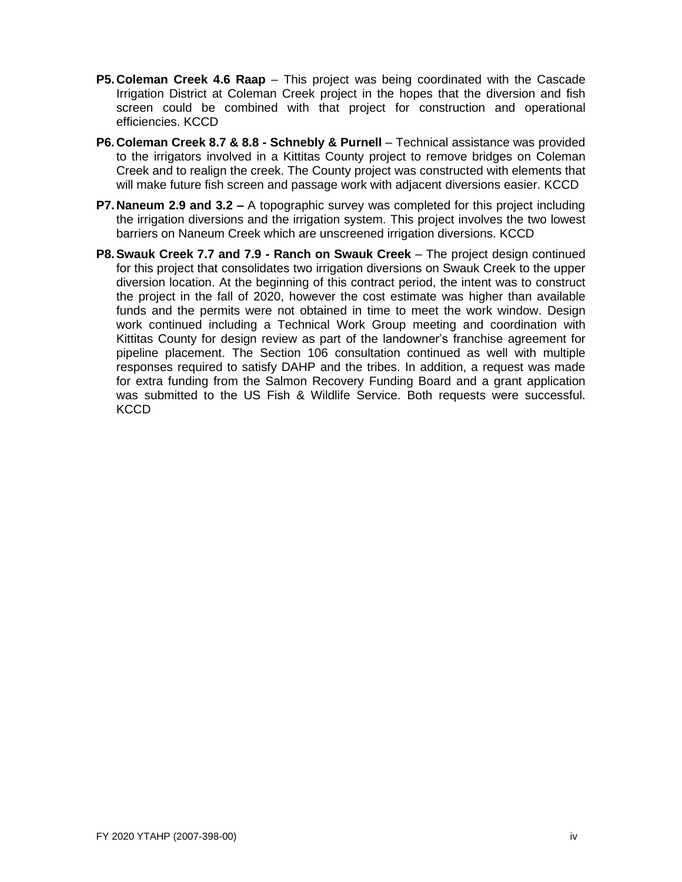**P5. Coleman Creek 4.6 Raap** – This project was being coordinated with the Cascade Irrigation District at Coleman Creek project in the hopes that the diversion and fish screen could be combined with that project for construction and operational efficiencies. KCCD

**P6. Coleman Creek 8.7 & 8.8 - Schnebly & Purnell** – Technical assistance was provided to the irrigators involved in a Kittitas County project to remove bridges on Coleman Creek and to realign the creek. The County project was constructed with elements that will make future fish screen and passage work with adjacent diversions easier. KCCD

**P7. Naneum 2.9 and 3.2 –** A topographic survey was completed for this project including the irrigation diversions and the irrigation system. This project involves the two lowest barriers on Naneum Creek which are unscreened irrigation diversions. KCCD

**P8. Swauk Creek 7.7 and 7.9 - Ranch on Swauk Creek** – The project design continued for this project that consolidates two irrigation diversions on Swauk Creek to the upper diversion location. At the beginning of this contract period, the intent was to construct the project in the fall of 2020, however the cost estimate was higher than available funds and the permits were not obtained in time to meet the work window. Design work continued including a Technical Work Group meeting and coordination with Kittitas County for design review as part of the landowner's franchise agreement for pipeline placement. The Section 106 consultation continued as well with multiple responses required to satisfy DAHP and the tribes. In addition, a request was made for extra funding from the Salmon Recovery Funding Board and a grant application was submitted to the US Fish & Wildlife Service. Both requests were successful. KCCD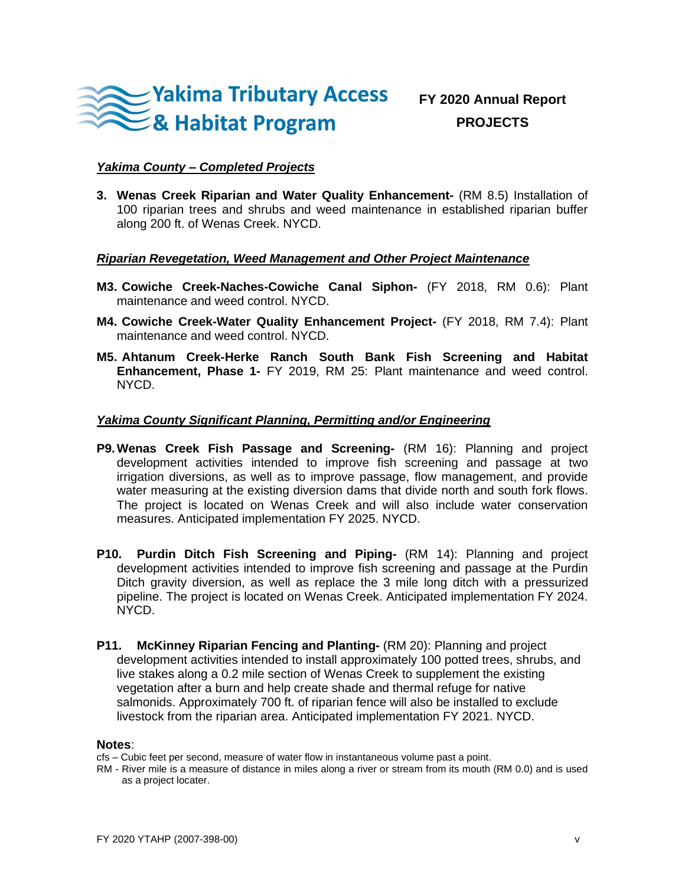Yakima Tributary Access & Habitat Program

**FY 2020 Annual Report**
**PROJECTS**

***Yakima County – Completed Projects***

3. **Wenas Creek Riparian and Water Quality Enhancement-** (RM 8.5) Installation of 100 riparian trees and shrubs and weed maintenance in established riparian buffer along 200 ft. of Wenas Creek. NYCD.

***Riparian Revegetation, Weed Management and Other Project Maintenance***

**M3. Cowiche Creek-Naches-Cowiche Canal Siphon-** (FY 2018, RM 0.6): Plant maintenance and weed control. NYCD.

**M4. Cowiche Creek-Water Quality Enhancement Project-** (FY 2018, RM 7.4): Plant maintenance and weed control. NYCD.

**M5. Ahtanum Creek-Herke Ranch South Bank Fish Screening and Habitat Enhancement, Phase 1-** FY 2019, RM 25: Plant maintenance and weed control. NYCD.

***Yakima County Significant Planning, Permitting and/or Engineering***

**P9. Wenas Creek Fish Passage and Screening-** (RM 16): Planning and project development activities intended to improve fish screening and passage at two irrigation diversions, as well as to improve passage, flow management, and provide water measuring at the existing diversion dams that divide north and south fork flows. The project is located on Wenas Creek and will also include water conservation measures. Anticipated implementation FY 2025. NYCD.

**P10. Purdin Ditch Fish Screening and Piping-** (RM 14): Planning and project development activities intended to improve fish screening and passage at the Purdin Ditch gravity diversion, as well as replace the 3 mile long ditch with a pressurized pipeline. The project is located on Wenas Creek. Anticipated implementation FY 2024. NYCD.

**P11. McKinney Riparian Fencing and Planting-** (RM 20): Planning and project development activities intended to install approximately 100 potted trees, shrubs, and live stakes along a 0.2 mile section of Wenas Creek to supplement the existing vegetation after a burn and help create shade and thermal refuge for native salmonids. Approximately 700 ft. of riparian fence will also be installed to exclude livestock from the riparian area. Anticipated implementation FY 2021. NYCD.

**Notes**:
cfs – Cubic feet per second, measure of water flow in instantaneous volume past a point.
RM - River mile is a measure of distance in miles along a river or stream from its mouth (RM 0.0) and is used as a project locater.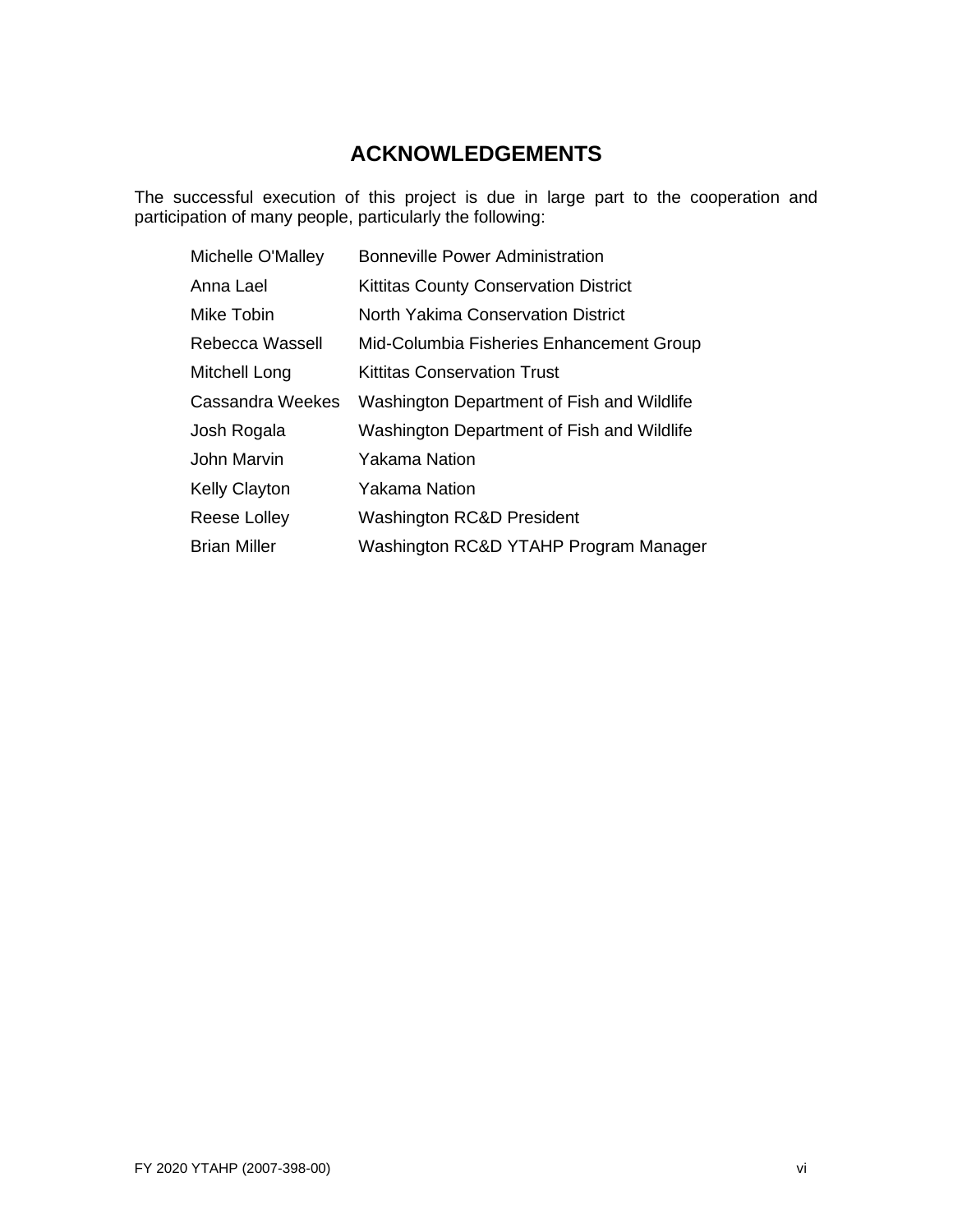# ACKNOWLEDGEMENTS

The successful execution of this project is due in large part to the cooperation and participation of many people, particularly the following:

| | |
|---|---|
| Michelle O'Malley | Bonneville Power Administration |
| Anna Lael | Kittitas County Conservation District |
| Mike Tobin | North Yakima Conservation District |
| Rebecca Wassell | Mid-Columbia Fisheries Enhancement Group |
| Mitchell Long | Kittitas Conservation Trust |
| Cassandra Weekes | Washington Department of Fish and Wildlife |
| Josh Rogala | Washington Department of Fish and Wildlife |
| John Marvin | Yakama Nation |
| Kelly Clayton | Yakama Nation |
| Reese Lolley | Washington RC&D President |
| Brian Miller | Washington RC&D YTAHP Program Manager |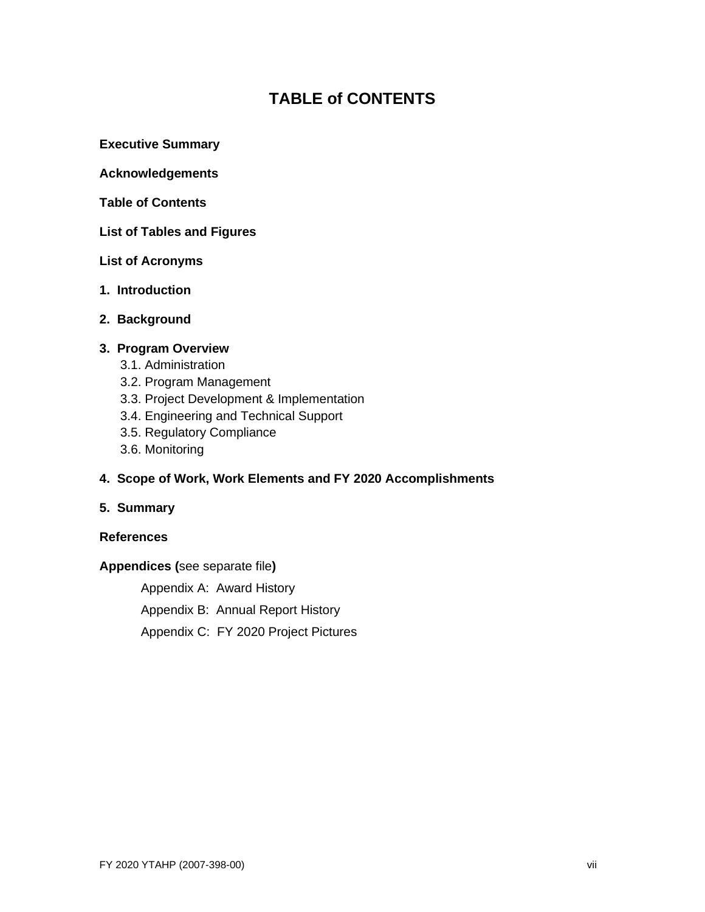# TABLE of CONTENTS

**Executive Summary**

**Acknowledgements**

**Table of Contents**

**List of Tables and Figures**

**List of Acronyms**

**1. Introduction**

**2. Background**

**3. Program Overview**

- 3.1. Administration
- 3.2. Program Management
- 3.3. Project Development & Implementation
- 3.4. Engineering and Technical Support
- 3.5. Regulatory Compliance
- 3.6. Monitoring

**4. Scope of Work, Work Elements and FY 2020 Accomplishments**

**5. Summary**

**References**

**Appendices (**see separate file**)**

- Appendix A: Award History
- Appendix B: Annual Report History
- Appendix C: FY 2020 Project Pictures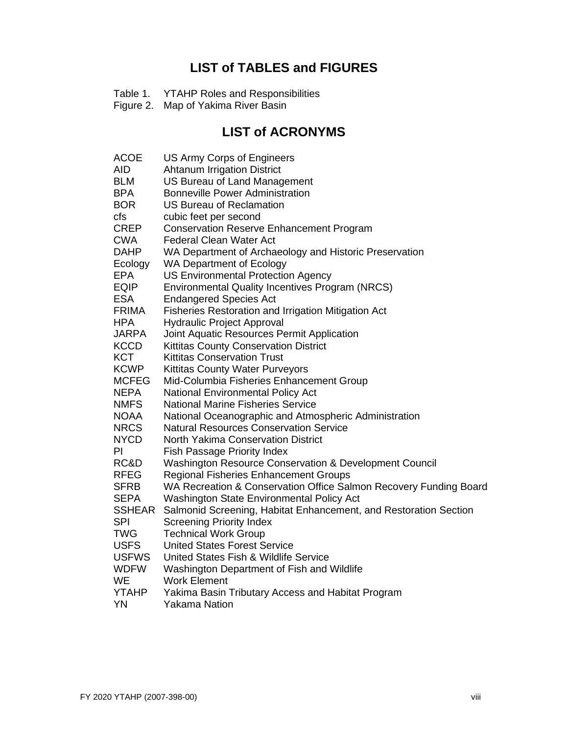## LIST of TABLES and FIGURES

Table 1. YTAHP Roles and Responsibilities
Figure 2. Map of Yakima River Basin

## LIST of ACRONYMS

| | |
|---|---|
| ACOE | US Army Corps of Engineers |
| AID | Ahtanum Irrigation District |
| BLM | US Bureau of Land Management |
| BPA | Bonneville Power Administration |
| BOR | US Bureau of Reclamation |
| cfs | cubic feet per second |
| CREP | Conservation Reserve Enhancement Program |
| CWA | Federal Clean Water Act |
| DAHP | WA Department of Archaeology and Historic Preservation |
| Ecology | WA Department of Ecology |
| EPA | US Environmental Protection Agency |
| EQIP | Environmental Quality Incentives Program (NRCS) |
| ESA | Endangered Species Act |
| FRIMA | Fisheries Restoration and Irrigation Mitigation Act |
| HPA | Hydraulic Project Approval |
| JARPA | Joint Aquatic Resources Permit Application |
| KCCD | Kittitas County Conservation District |
| KCT | Kittitas Conservation Trust |
| KCWP | Kittitas County Water Purveyors |
| MCFEG | Mid-Columbia Fisheries Enhancement Group |
| NEPA | National Environmental Policy Act |
| NMFS | National Marine Fisheries Service |
| NOAA | National Oceanographic and Atmospheric Administration |
| NRCS | Natural Resources Conservation Service |
| NYCD | North Yakima Conservation District |
| PI | Fish Passage Priority Index |
| RC&D | Washington Resource Conservation & Development Council |
| RFEG | Regional Fisheries Enhancement Groups |
| SFRB | WA Recreation & Conservation Office Salmon Recovery Funding Board |
| SEPA | Washington State Environmental Policy Act |
| SSHEAR | Salmonid Screening, Habitat Enhancement, and Restoration Section |
| SPI | Screening Priority Index |
| TWG | Technical Work Group |
| USFS | United States Forest Service |
| USFWS | United States Fish & Wildlife Service |
| WDFW | Washington Department of Fish and Wildlife |
| WE | Work Element |
| YTAHP | Yakima Basin Tributary Access and Habitat Program |
| YN | Yakama Nation |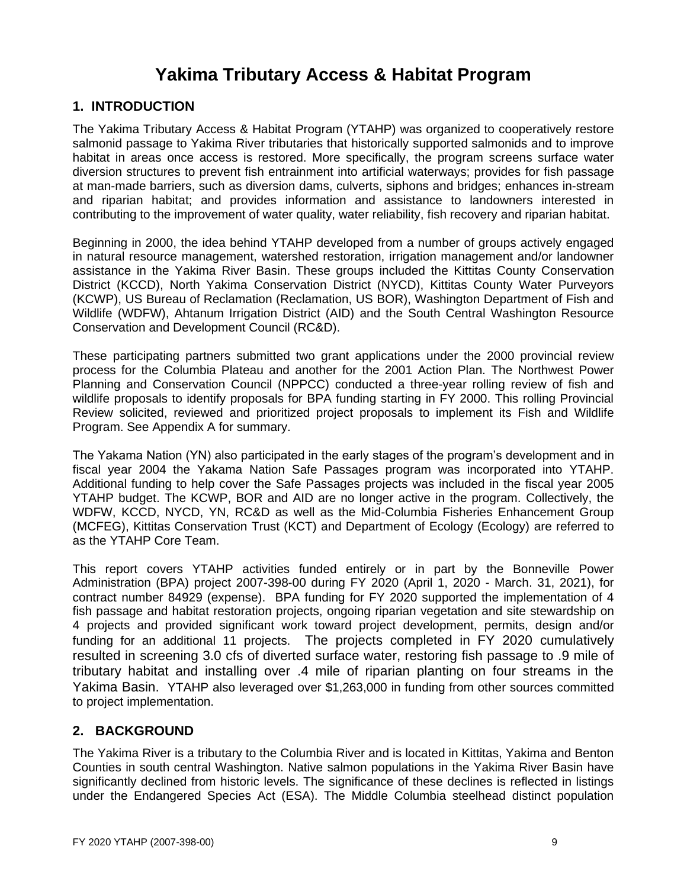# Yakima Tributary Access & Habitat Program

## 1. INTRODUCTION

The Yakima Tributary Access & Habitat Program (YTAHP) was organized to cooperatively restore salmonid passage to Yakima River tributaries that historically supported salmonids and to improve habitat in areas once access is restored. More specifically, the program screens surface water diversion structures to prevent fish entrainment into artificial waterways; provides for fish passage at man-made barriers, such as diversion dams, culverts, siphons and bridges; enhances in-stream and riparian habitat; and provides information and assistance to landowners interested in contributing to the improvement of water quality, water reliability, fish recovery and riparian habitat.

Beginning in 2000, the idea behind YTAHP developed from a number of groups actively engaged in natural resource management, watershed restoration, irrigation management and/or landowner assistance in the Yakima River Basin. These groups included the Kittitas County Conservation District (KCCD), North Yakima Conservation District (NYCD), Kittitas County Water Purveyors (KCWP), US Bureau of Reclamation (Reclamation, US BOR), Washington Department of Fish and Wildlife (WDFW), Ahtanum Irrigation District (AID) and the South Central Washington Resource Conservation and Development Council (RC&D).

These participating partners submitted two grant applications under the 2000 provincial review process for the Columbia Plateau and another for the 2001 Action Plan. The Northwest Power Planning and Conservation Council (NPPCC) conducted a three-year rolling review of fish and wildlife proposals to identify proposals for BPA funding starting in FY 2000. This rolling Provincial Review solicited, reviewed and prioritized project proposals to implement its Fish and Wildlife Program. See Appendix A for summary.

The Yakama Nation (YN) also participated in the early stages of the program's development and in fiscal year 2004 the Yakama Nation Safe Passages program was incorporated into YTAHP. Additional funding to help cover the Safe Passages projects was included in the fiscal year 2005 YTAHP budget. The KCWP, BOR and AID are no longer active in the program. Collectively, the WDFW, KCCD, NYCD, YN, RC&D as well as the Mid-Columbia Fisheries Enhancement Group (MCFEG), Kittitas Conservation Trust (KCT) and Department of Ecology (Ecology) are referred to as the YTAHP Core Team.

This report covers YTAHP activities funded entirely or in part by the Bonneville Power Administration (BPA) project 2007-398-00 during FY 2020 (April 1, 2020 - March. 31, 2021), for contract number 84929 (expense). BPA funding for FY 2020 supported the implementation of 4 fish passage and habitat restoration projects, ongoing riparian vegetation and site stewardship on 4 projects and provided significant work toward project development, permits, design and/or funding for an additional 11 projects. The projects completed in FY 2020 cumulatively resulted in screening 3.0 cfs of diverted surface water, restoring fish passage to .9 mile of tributary habitat and installing over .4 mile of riparian planting on four streams in the Yakima Basin. YTAHP also leveraged over $1,263,000 in funding from other sources committed to project implementation.

## 2. BACKGROUND

The Yakima River is a tributary to the Columbia River and is located in Kittitas, Yakima and Benton Counties in south central Washington. Native salmon populations in the Yakima River Basin have significantly declined from historic levels. The significance of these declines is reflected in listings under the Endangered Species Act (ESA). The Middle Columbia steelhead distinct population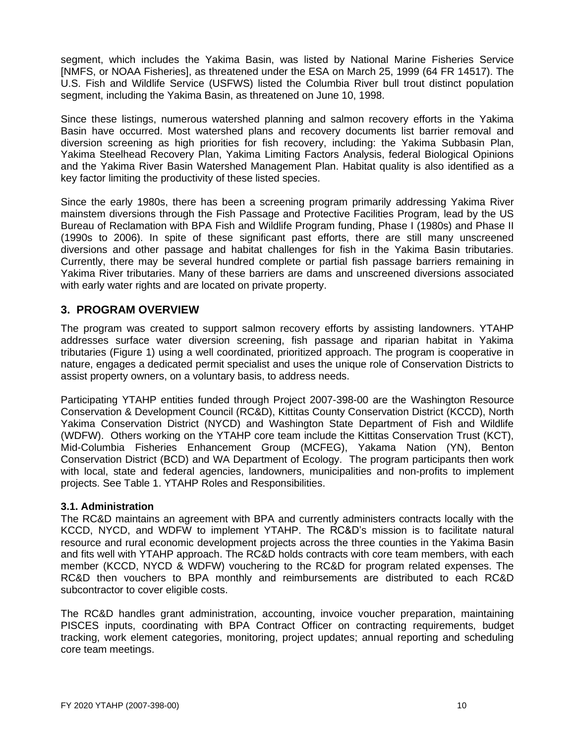segment, which includes the Yakima Basin, was listed by National Marine Fisheries Service [NMFS, or NOAA Fisheries], as threatened under the ESA on March 25, 1999 (64 FR 14517). The U.S. Fish and Wildlife Service (USFWS) listed the Columbia River bull trout distinct population segment, including the Yakima Basin, as threatened on June 10, 1998.

Since these listings, numerous watershed planning and salmon recovery efforts in the Yakima Basin have occurred. Most watershed plans and recovery documents list barrier removal and diversion screening as high priorities for fish recovery, including: the Yakima Subbasin Plan, Yakima Steelhead Recovery Plan, Yakima Limiting Factors Analysis, federal Biological Opinions and the Yakima River Basin Watershed Management Plan. Habitat quality is also identified as a key factor limiting the productivity of these listed species.

Since the early 1980s, there has been a screening program primarily addressing Yakima River mainstem diversions through the Fish Passage and Protective Facilities Program, lead by the US Bureau of Reclamation with BPA Fish and Wildlife Program funding, Phase I (1980s) and Phase II (1990s to 2006). In spite of these significant past efforts, there are still many unscreened diversions and other passage and habitat challenges for fish in the Yakima Basin tributaries. Currently, there may be several hundred complete or partial fish passage barriers remaining in Yakima River tributaries. Many of these barriers are dams and unscreened diversions associated with early water rights and are located on private property.

## 3. PROGRAM OVERVIEW

The program was created to support salmon recovery efforts by assisting landowners. YTAHP addresses surface water diversion screening, fish passage and riparian habitat in Yakima tributaries (Figure 1) using a well coordinated, prioritized approach. The program is cooperative in nature, engages a dedicated permit specialist and uses the unique role of Conservation Districts to assist property owners, on a voluntary basis, to address needs.

Participating YTAHP entities funded through Project 2007-398-00 are the Washington Resource Conservation & Development Council (RC&D), Kittitas County Conservation District (KCCD), North Yakima Conservation District (NYCD) and Washington State Department of Fish and Wildlife (WDFW). Others working on the YTAHP core team include the Kittitas Conservation Trust (KCT), Mid-Columbia Fisheries Enhancement Group (MCFEG), Yakama Nation (YN), Benton Conservation District (BCD) and WA Department of Ecology. The program participants then work with local, state and federal agencies, landowners, municipalities and non-profits to implement projects. See Table 1. YTAHP Roles and Responsibilities.

### 3.1. Administration

The RC&D maintains an agreement with BPA and currently administers contracts locally with the KCCD, NYCD, and WDFW to implement YTAHP. The RC&D's mission is to facilitate natural resource and rural economic development projects across the three counties in the Yakima Basin and fits well with YTAHP approach. The RC&D holds contracts with core team members, with each member (KCCD, NYCD & WDFW) vouchering to the RC&D for program related expenses. The RC&D then vouchers to BPA monthly and reimbursements are distributed to each RC&D subcontractor to cover eligible costs.

The RC&D handles grant administration, accounting, invoice voucher preparation, maintaining PISCES inputs, coordinating with BPA Contract Officer on contracting requirements, budget tracking, work element categories, monitoring, project updates; annual reporting and scheduling core team meetings.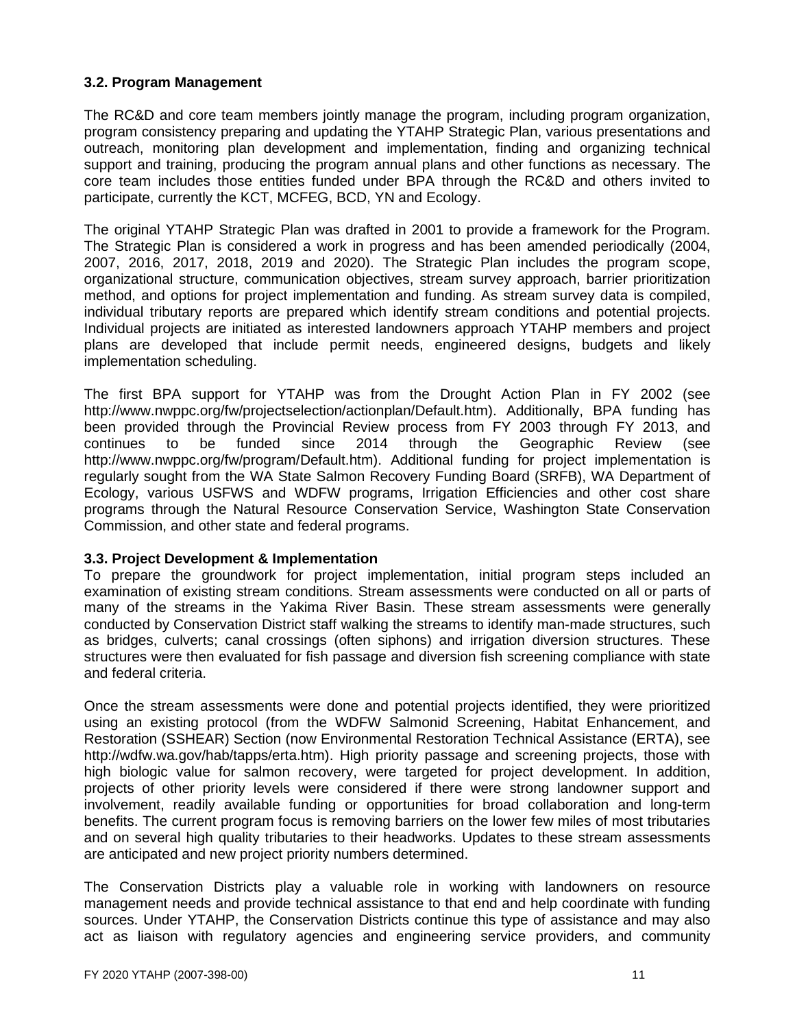### 3.2. Program Management

The RC&D and core team members jointly manage the program, including program organization, program consistency preparing and updating the YTAHP Strategic Plan, various presentations and outreach, monitoring plan development and implementation, finding and organizing technical support and training, producing the program annual plans and other functions as necessary. The core team includes those entities funded under BPA through the RC&D and others invited to participate, currently the KCT, MCFEG, BCD, YN and Ecology.

The original YTAHP Strategic Plan was drafted in 2001 to provide a framework for the Program. The Strategic Plan is considered a work in progress and has been amended periodically (2004, 2007, 2016, 2017, 2018, 2019 and 2020). The Strategic Plan includes the program scope, organizational structure, communication objectives, stream survey approach, barrier prioritization method, and options for project implementation and funding. As stream survey data is compiled, individual tributary reports are prepared which identify stream conditions and potential projects. Individual projects are initiated as interested landowners approach YTAHP members and project plans are developed that include permit needs, engineered designs, budgets and likely implementation scheduling.

The first BPA support for YTAHP was from the Drought Action Plan in FY 2002 (see http://www.nwppc.org/fw/projectselection/actionplan/Default.htm). Additionally, BPA funding has been provided through the Provincial Review process from FY 2003 through FY 2013, and continues to be funded since 2014 through the Geographic Review (see http://www.nwppc.org/fw/program/Default.htm). Additional funding for project implementation is regularly sought from the WA State Salmon Recovery Funding Board (SRFB), WA Department of Ecology, various USFWS and WDFW programs, Irrigation Efficiencies and other cost share programs through the Natural Resource Conservation Service, Washington State Conservation Commission, and other state and federal programs.

### 3.3. Project Development & Implementation

To prepare the groundwork for project implementation, initial program steps included an examination of existing stream conditions. Stream assessments were conducted on all or parts of many of the streams in the Yakima River Basin. These stream assessments were generally conducted by Conservation District staff walking the streams to identify man-made structures, such as bridges, culverts; canal crossings (often siphons) and irrigation diversion structures. These structures were then evaluated for fish passage and diversion fish screening compliance with state and federal criteria.

Once the stream assessments were done and potential projects identified, they were prioritized using an existing protocol (from the WDFW Salmonid Screening, Habitat Enhancement, and Restoration (SSHEAR) Section (now Environmental Restoration Technical Assistance (ERTA), see http://wdfw.wa.gov/hab/tapps/erta.htm). High priority passage and screening projects, those with high biologic value for salmon recovery, were targeted for project development. In addition, projects of other priority levels were considered if there were strong landowner support and involvement, readily available funding or opportunities for broad collaboration and long-term benefits. The current program focus is removing barriers on the lower few miles of most tributaries and on several high quality tributaries to their headworks. Updates to these stream assessments are anticipated and new project priority numbers determined.

The Conservation Districts play a valuable role in working with landowners on resource management needs and provide technical assistance to that end and help coordinate with funding sources. Under YTAHP, the Conservation Districts continue this type of assistance and may also act as liaison with regulatory agencies and engineering service providers, and community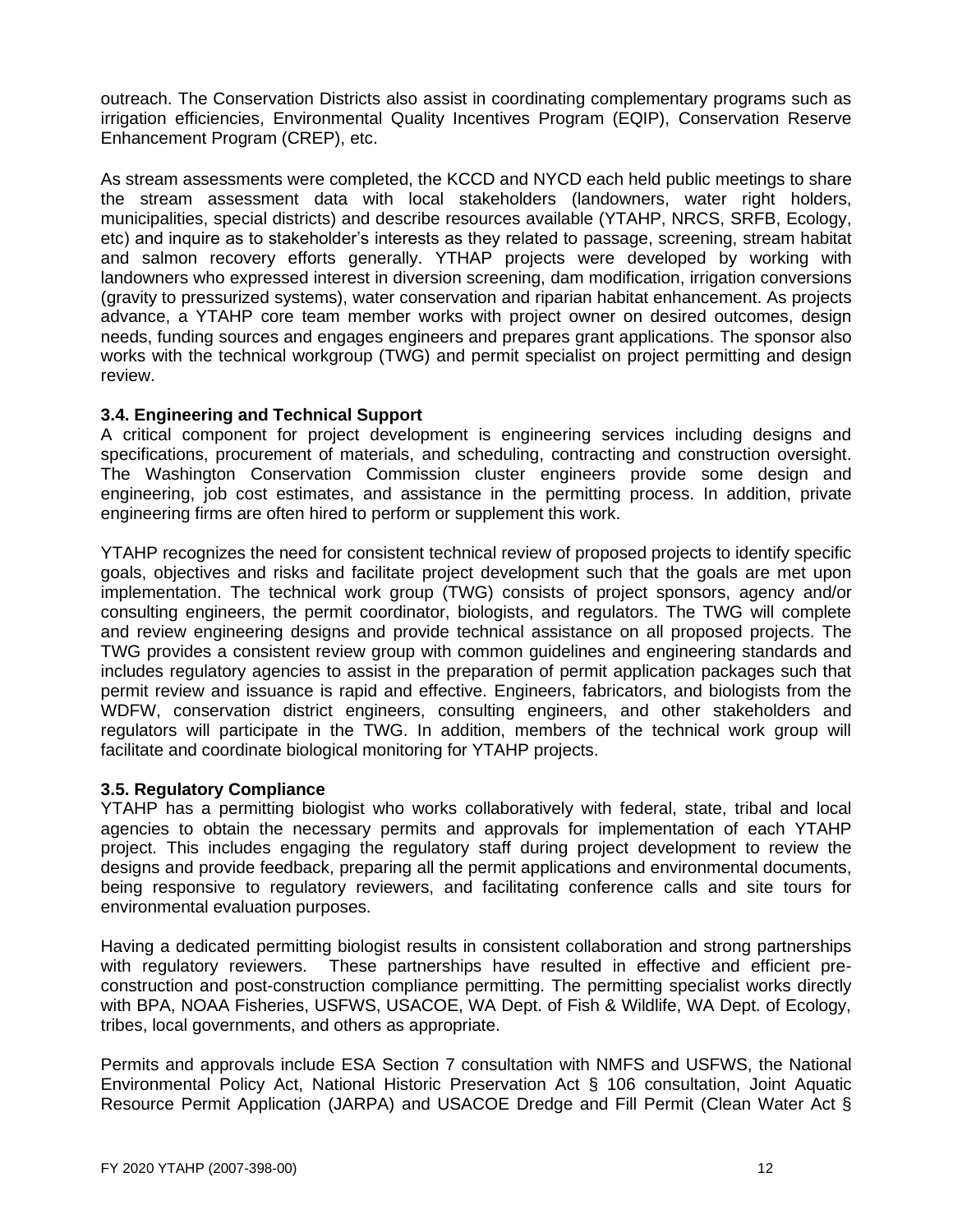outreach. The Conservation Districts also assist in coordinating complementary programs such as irrigation efficiencies, Environmental Quality Incentives Program (EQIP), Conservation Reserve Enhancement Program (CREP), etc.

As stream assessments were completed, the KCCD and NYCD each held public meetings to share the stream assessment data with local stakeholders (landowners, water right holders, municipalities, special districts) and describe resources available (YTAHP, NRCS, SRFB, Ecology, etc) and inquire as to stakeholder's interests as they related to passage, screening, stream habitat and salmon recovery efforts generally. YTHAP projects were developed by working with landowners who expressed interest in diversion screening, dam modification, irrigation conversions (gravity to pressurized systems), water conservation and riparian habitat enhancement. As projects advance, a YTAHP core team member works with project owner on desired outcomes, design needs, funding sources and engages engineers and prepares grant applications. The sponsor also works with the technical workgroup (TWG) and permit specialist on project permitting and design review.

### 3.4. Engineering and Technical Support

A critical component for project development is engineering services including designs and specifications, procurement of materials, and scheduling, contracting and construction oversight. The Washington Conservation Commission cluster engineers provide some design and engineering, job cost estimates, and assistance in the permitting process. In addition, private engineering firms are often hired to perform or supplement this work.

YTAHP recognizes the need for consistent technical review of proposed projects to identify specific goals, objectives and risks and facilitate project development such that the goals are met upon implementation. The technical work group (TWG) consists of project sponsors, agency and/or consulting engineers, the permit coordinator, biologists, and regulators. The TWG will complete and review engineering designs and provide technical assistance on all proposed projects. The TWG provides a consistent review group with common guidelines and engineering standards and includes regulatory agencies to assist in the preparation of permit application packages such that permit review and issuance is rapid and effective. Engineers, fabricators, and biologists from the WDFW, conservation district engineers, consulting engineers, and other stakeholders and regulators will participate in the TWG. In addition, members of the technical work group will facilitate and coordinate biological monitoring for YTAHP projects.

### 3.5. Regulatory Compliance

YTAHP has a permitting biologist who works collaboratively with federal, state, tribal and local agencies to obtain the necessary permits and approvals for implementation of each YTAHP project. This includes engaging the regulatory staff during project development to review the designs and provide feedback, preparing all the permit applications and environmental documents, being responsive to regulatory reviewers, and facilitating conference calls and site tours for environmental evaluation purposes.

Having a dedicated permitting biologist results in consistent collaboration and strong partnerships with regulatory reviewers. These partnerships have resulted in effective and efficient pre-construction and post-construction compliance permitting. The permitting specialist works directly with BPA, NOAA Fisheries, USFWS, USACOE, WA Dept. of Fish & Wildlife, WA Dept. of Ecology, tribes, local governments, and others as appropriate.

Permits and approvals include ESA Section 7 consultation with NMFS and USFWS, the National Environmental Policy Act, National Historic Preservation Act § 106 consultation, Joint Aquatic Resource Permit Application (JARPA) and USACOE Dredge and Fill Permit (Clean Water Act §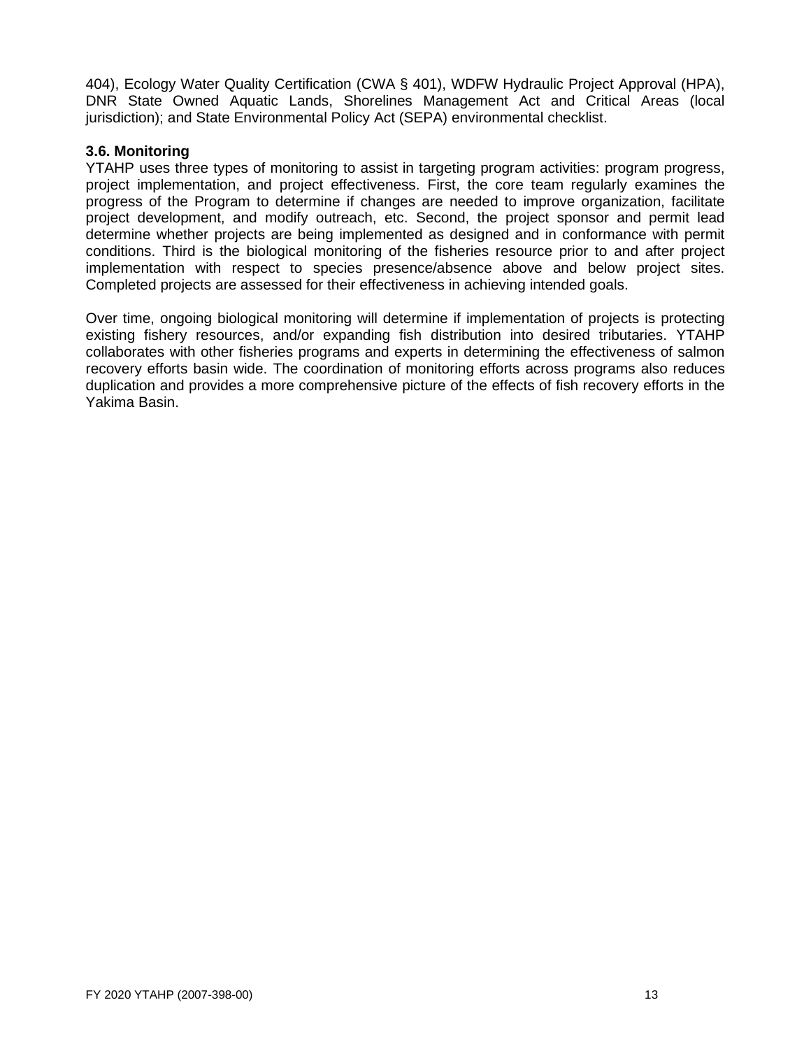404), Ecology Water Quality Certification (CWA § 401), WDFW Hydraulic Project Approval (HPA), DNR State Owned Aquatic Lands, Shorelines Management Act and Critical Areas (local jurisdiction); and State Environmental Policy Act (SEPA) environmental checklist.

### 3.6. Monitoring

YTAHP uses three types of monitoring to assist in targeting program activities: program progress, project implementation, and project effectiveness. First, the core team regularly examines the progress of the Program to determine if changes are needed to improve organization, facilitate project development, and modify outreach, etc. Second, the project sponsor and permit lead determine whether projects are being implemented as designed and in conformance with permit conditions. Third is the biological monitoring of the fisheries resource prior to and after project implementation with respect to species presence/absence above and below project sites. Completed projects are assessed for their effectiveness in achieving intended goals.

Over time, ongoing biological monitoring will determine if implementation of projects is protecting existing fishery resources, and/or expanding fish distribution into desired tributaries. YTAHP collaborates with other fisheries programs and experts in determining the effectiveness of salmon recovery efforts basin wide. The coordination of monitoring efforts across programs also reduces duplication and provides a more comprehensive picture of the effects of fish recovery efforts in the Yakima Basin.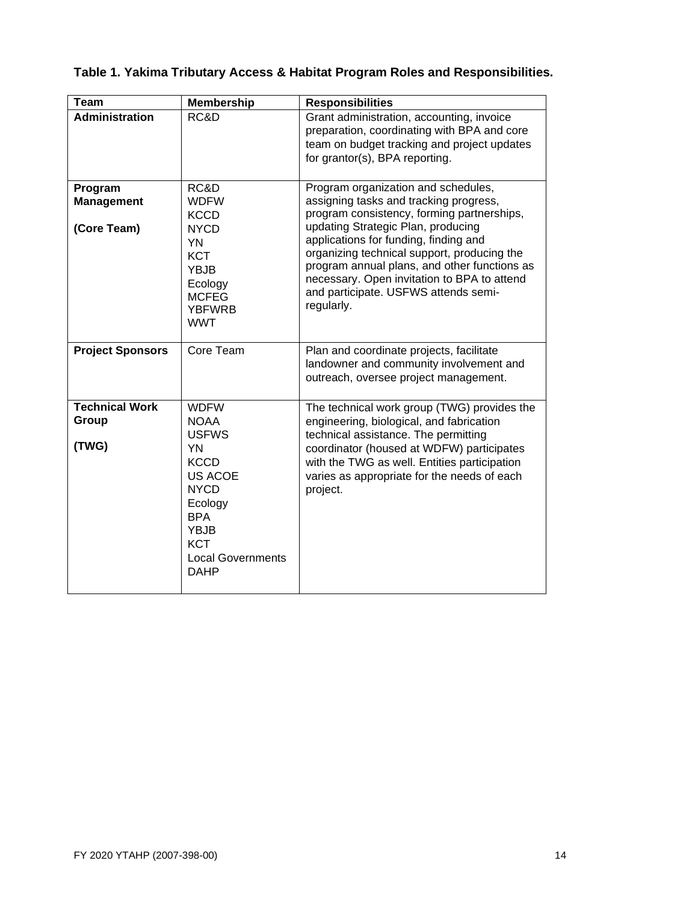**Table 1. Yakima Tributary Access & Habitat Program Roles and Responsibilities.**

| Team | Membership | Responsibilities |
|---|---|---|
| **Administration** | RC&D | Grant administration, accounting, invoice preparation, coordinating with BPA and core team on budget tracking and project updates for grantor(s), BPA reporting. |
| **Program Management (Core Team)** | RC&D<br>WDFW<br>KCCD<br>NYCD<br>YN<br>KCT<br>YBJB<br>Ecology<br>MCFEG<br>YBFWRB<br>WWT | Program organization and schedules, assigning tasks and tracking progress, program consistency, forming partnerships, updating Strategic Plan, producing applications for funding, finding and organizing technical support, producing the program annual plans, and other functions as necessary. Open invitation to BPA to attend and participate. USFWS attends semi-regularly. |
| **Project Sponsors** | Core Team | Plan and coordinate projects, facilitate landowner and community involvement and outreach, oversee project management. |
| **Technical Work Group (TWG)** | WDFW<br>NOAA<br>USFWS<br>YN<br>KCCD<br>US ACOE<br>NYCD<br>Ecology<br>BPA<br>YBJB<br>KCT<br>Local Governments<br>DAHP | The technical work group (TWG) provides the engineering, biological, and fabrication technical assistance. The permitting coordinator (housed at WDFW) participates with the TWG as well. Entities participation varies as appropriate for the needs of each project. |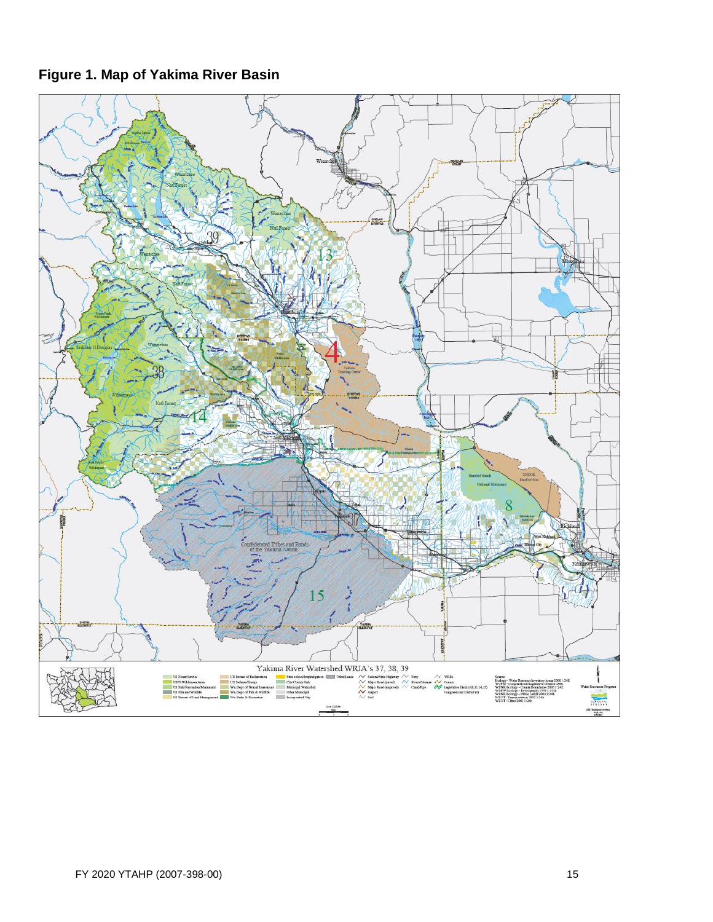## Figure 1. Map of Yakima River Basin

Yakima River Watershed WRIA's 37, 38, 39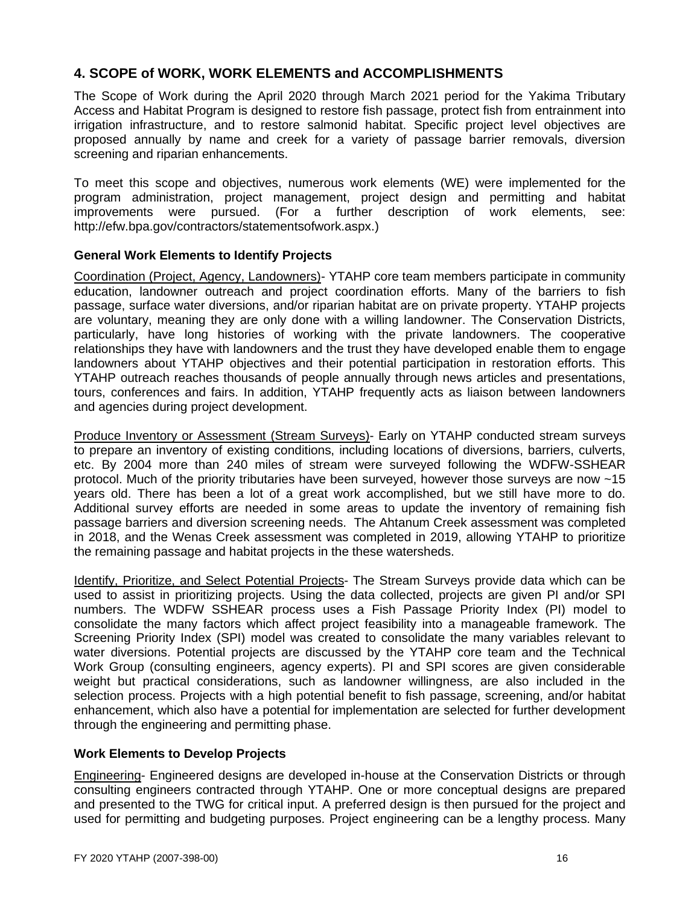## 4. SCOPE of WORK, WORK ELEMENTS and ACCOMPLISHMENTS

The Scope of Work during the April 2020 through March 2021 period for the Yakima Tributary Access and Habitat Program is designed to restore fish passage, protect fish from entrainment into irrigation infrastructure, and to restore salmonid habitat. Specific project level objectives are proposed annually by name and creek for a variety of passage barrier removals, diversion screening and riparian enhancements.

To meet this scope and objectives, numerous work elements (WE) were implemented for the program administration, project management, project design and permitting and habitat improvements were pursued. (For a further description of work elements, see: http://efw.bpa.gov/contractors/statementsofwork.aspx.)

### General Work Elements to Identify Projects

Coordination (Project, Agency, Landowners)- YTAHP core team members participate in community education, landowner outreach and project coordination efforts. Many of the barriers to fish passage, surface water diversions, and/or riparian habitat are on private property. YTAHP projects are voluntary, meaning they are only done with a willing landowner. The Conservation Districts, particularly, have long histories of working with the private landowners. The cooperative relationships they have with landowners and the trust they have developed enable them to engage landowners about YTAHP objectives and their potential participation in restoration efforts. This YTAHP outreach reaches thousands of people annually through news articles and presentations, tours, conferences and fairs. In addition, YTAHP frequently acts as liaison between landowners and agencies during project development.

Produce Inventory or Assessment (Stream Surveys)- Early on YTAHP conducted stream surveys to prepare an inventory of existing conditions, including locations of diversions, barriers, culverts, etc. By 2004 more than 240 miles of stream were surveyed following the WDFW-SSHEAR protocol. Much of the priority tributaries have been surveyed, however those surveys are now ~15 years old. There has been a lot of a great work accomplished, but we still have more to do. Additional survey efforts are needed in some areas to update the inventory of remaining fish passage barriers and diversion screening needs. The Ahtanum Creek assessment was completed in 2018, and the Wenas Creek assessment was completed in 2019, allowing YTAHP to prioritize the remaining passage and habitat projects in the these watersheds.

Identify, Prioritize, and Select Potential Projects- The Stream Surveys provide data which can be used to assist in prioritizing projects. Using the data collected, projects are given PI and/or SPI numbers. The WDFW SSHEAR process uses a Fish Passage Priority Index (PI) model to consolidate the many factors which affect project feasibility into a manageable framework. The Screening Priority Index (SPI) model was created to consolidate the many variables relevant to water diversions. Potential projects are discussed by the YTAHP core team and the Technical Work Group (consulting engineers, agency experts). PI and SPI scores are given considerable weight but practical considerations, such as landowner willingness, are also included in the selection process. Projects with a high potential benefit to fish passage, screening, and/or habitat enhancement, which also have a potential for implementation are selected for further development through the engineering and permitting phase.

### Work Elements to Develop Projects

Engineering- Engineered designs are developed in-house at the Conservation Districts or through consulting engineers contracted through YTAHP. One or more conceptual designs are prepared and presented to the TWG for critical input. A preferred design is then pursued for the project and used for permitting and budgeting purposes. Project engineering can be a lengthy process. Many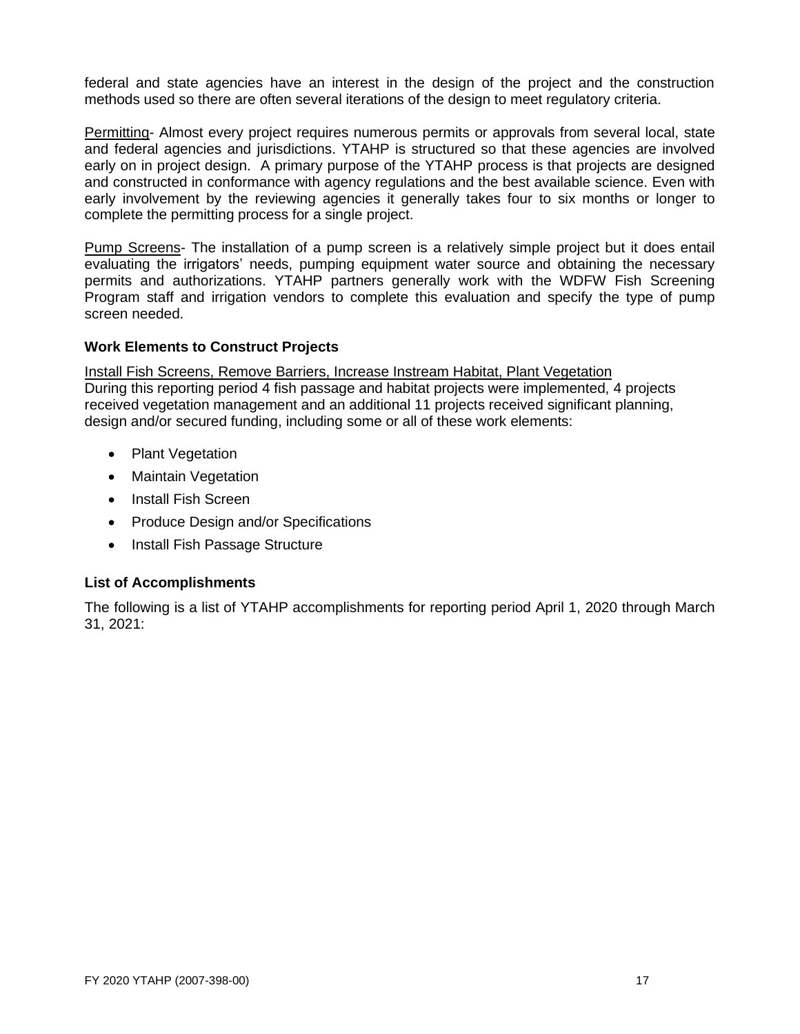federal and state agencies have an interest in the design of the project and the construction methods used so there are often several iterations of the design to meet regulatory criteria.

Permitting- Almost every project requires numerous permits or approvals from several local, state and federal agencies and jurisdictions. YTAHP is structured so that these agencies are involved early on in project design. A primary purpose of the YTAHP process is that projects are designed and constructed in conformance with agency regulations and the best available science. Even with early involvement by the reviewing agencies it generally takes four to six months or longer to complete the permitting process for a single project.

Pump Screens- The installation of a pump screen is a relatively simple project but it does entail evaluating the irrigators' needs, pumping equipment water source and obtaining the necessary permits and authorizations. YTAHP partners generally work with the WDFW Fish Screening Program staff and irrigation vendors to complete this evaluation and specify the type of pump screen needed.

### Work Elements to Construct Projects

Install Fish Screens, Remove Barriers, Increase Instream Habitat, Plant Vegetation
During this reporting period 4 fish passage and habitat projects were implemented, 4 projects received vegetation management and an additional 11 projects received significant planning, design and/or secured funding, including some or all of these work elements:

- Plant Vegetation
- Maintain Vegetation
- Install Fish Screen
- Produce Design and/or Specifications
- Install Fish Passage Structure

### List of Accomplishments

The following is a list of YTAHP accomplishments for reporting period April 1, 2020 through March 31, 2021: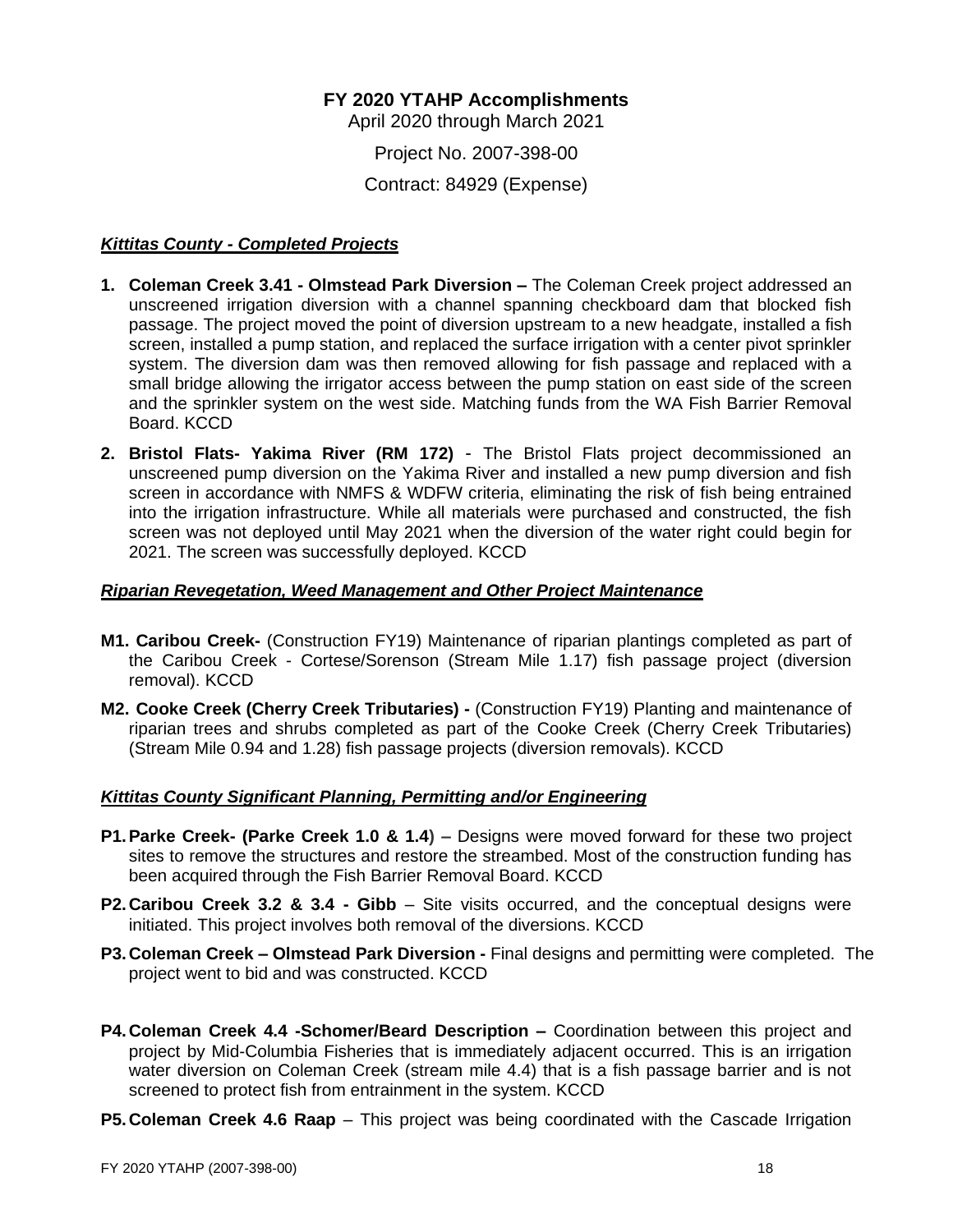# FY 2020 YTAHP Accomplishments

April 2020 through March 2021

Project No. 2007-398-00

Contract: 84929 (Expense)

### ***Kittitas County - Completed Projects***

1. **Coleman Creek 3.41 - Olmstead Park Diversion –** The Coleman Creek project addressed an unscreened irrigation diversion with a channel spanning checkboard dam that blocked fish passage. The project moved the point of diversion upstream to a new headgate, installed a fish screen, installed a pump station, and replaced the surface irrigation with a center pivot sprinkler system. The diversion dam was then removed allowing for fish passage and replaced with a small bridge allowing the irrigator access between the pump station on east side of the screen and the sprinkler system on the west side. Matching funds from the WA Fish Barrier Removal Board. KCCD
2. **Bristol Flats- Yakima River (RM 172)** - The Bristol Flats project decommissioned an unscreened pump diversion on the Yakima River and installed a new pump diversion and fish screen in accordance with NMFS & WDFW criteria, eliminating the risk of fish being entrained into the irrigation infrastructure. While all materials were purchased and constructed, the fish screen was not deployed until May 2021 when the diversion of the water right could begin for 2021. The screen was successfully deployed. KCCD

### ***Riparian Revegetation, Weed Management and Other Project Maintenance***

**M1. Caribou Creek-** (Construction FY19) Maintenance of riparian plantings completed as part of the Caribou Creek - Cortese/Sorenson (Stream Mile 1.17) fish passage project (diversion removal). KCCD

**M2. Cooke Creek (Cherry Creek Tributaries) -** (Construction FY19) Planting and maintenance of riparian trees and shrubs completed as part of the Cooke Creek (Cherry Creek Tributaries) (Stream Mile 0.94 and 1.28) fish passage projects (diversion removals). KCCD

### ***Kittitas County Significant Planning, Permitting and/or Engineering***

**P1. Parke Creek- (Parke Creek 1.0 & 1.4)** – Designs were moved forward for these two project sites to remove the structures and restore the streambed. Most of the construction funding has been acquired through the Fish Barrier Removal Board. KCCD

**P2. Caribou Creek 3.2 & 3.4 - Gibb** – Site visits occurred, and the conceptual designs were initiated. This project involves both removal of the diversions. KCCD

**P3. Coleman Creek – Olmstead Park Diversion -** Final designs and permitting were completed. The project went to bid and was constructed. KCCD

**P4. Coleman Creek 4.4 -Schomer/Beard Description –** Coordination between this project and project by Mid-Columbia Fisheries that is immediately adjacent occurred. This is an irrigation water diversion on Coleman Creek (stream mile 4.4) that is a fish passage barrier and is not screened to protect fish from entrainment in the system. KCCD

**P5. Coleman Creek 4.6 Raap** – This project was being coordinated with the Cascade Irrigation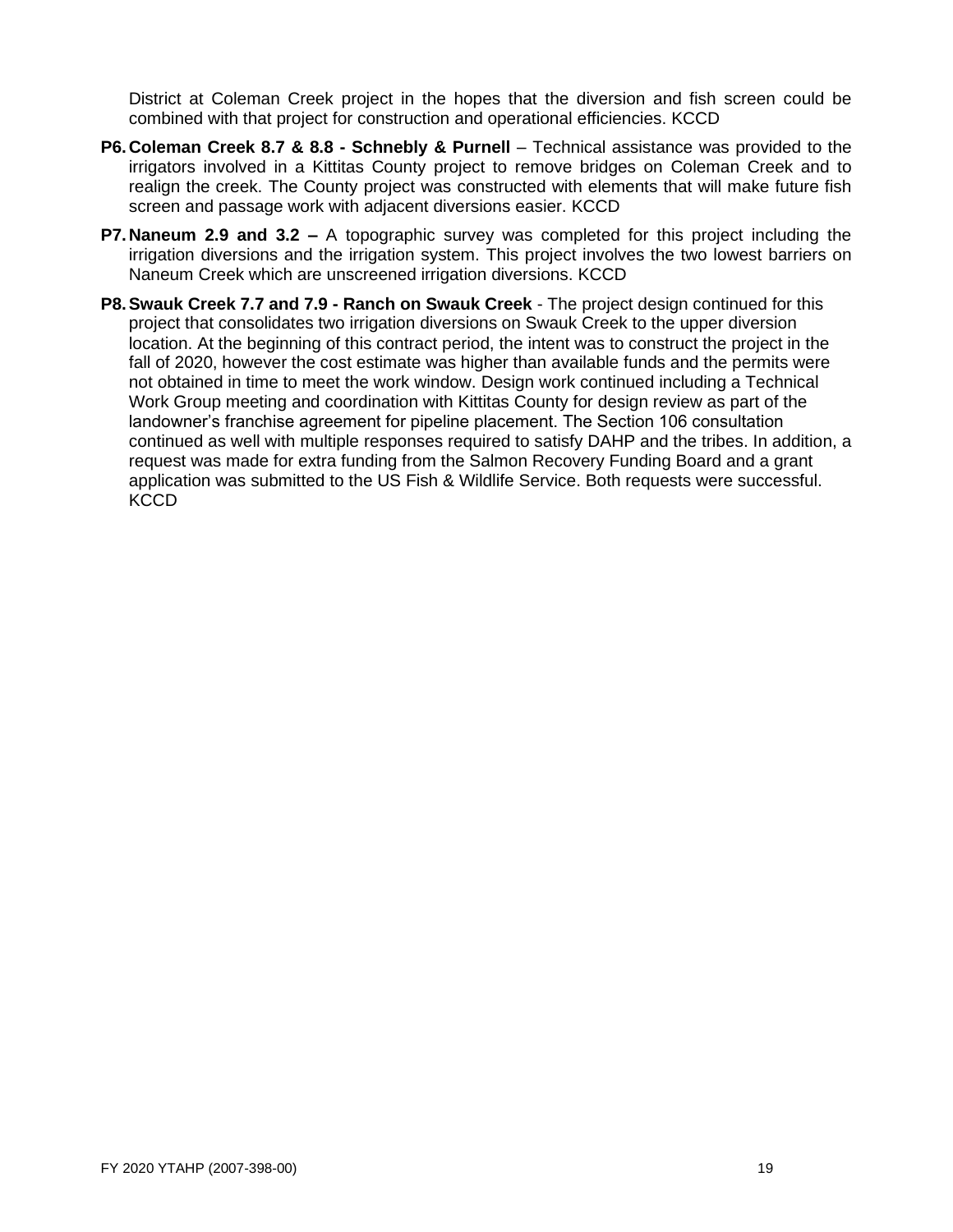District at Coleman Creek project in the hopes that the diversion and fish screen could be combined with that project for construction and operational efficiencies. KCCD

- **P6. Coleman Creek 8.7 & 8.8 - Schnebly & Purnell** – Technical assistance was provided to the irrigators involved in a Kittitas County project to remove bridges on Coleman Creek and to realign the creek. The County project was constructed with elements that will make future fish screen and passage work with adjacent diversions easier. KCCD
- **P7. Naneum 2.9 and 3.2 –** A topographic survey was completed for this project including the irrigation diversions and the irrigation system. This project involves the two lowest barriers on Naneum Creek which are unscreened irrigation diversions. KCCD
- **P8. Swauk Creek 7.7 and 7.9 - Ranch on Swauk Creek** - The project design continued for this project that consolidates two irrigation diversions on Swauk Creek to the upper diversion location. At the beginning of this contract period, the intent was to construct the project in the fall of 2020, however the cost estimate was higher than available funds and the permits were not obtained in time to meet the work window. Design work continued including a Technical Work Group meeting and coordination with Kittitas County for design review as part of the landowner's franchise agreement for pipeline placement. The Section 106 consultation continued as well with multiple responses required to satisfy DAHP and the tribes. In addition, a request was made for extra funding from the Salmon Recovery Funding Board and a grant application was submitted to the US Fish & Wildlife Service. Both requests were successful. KCCD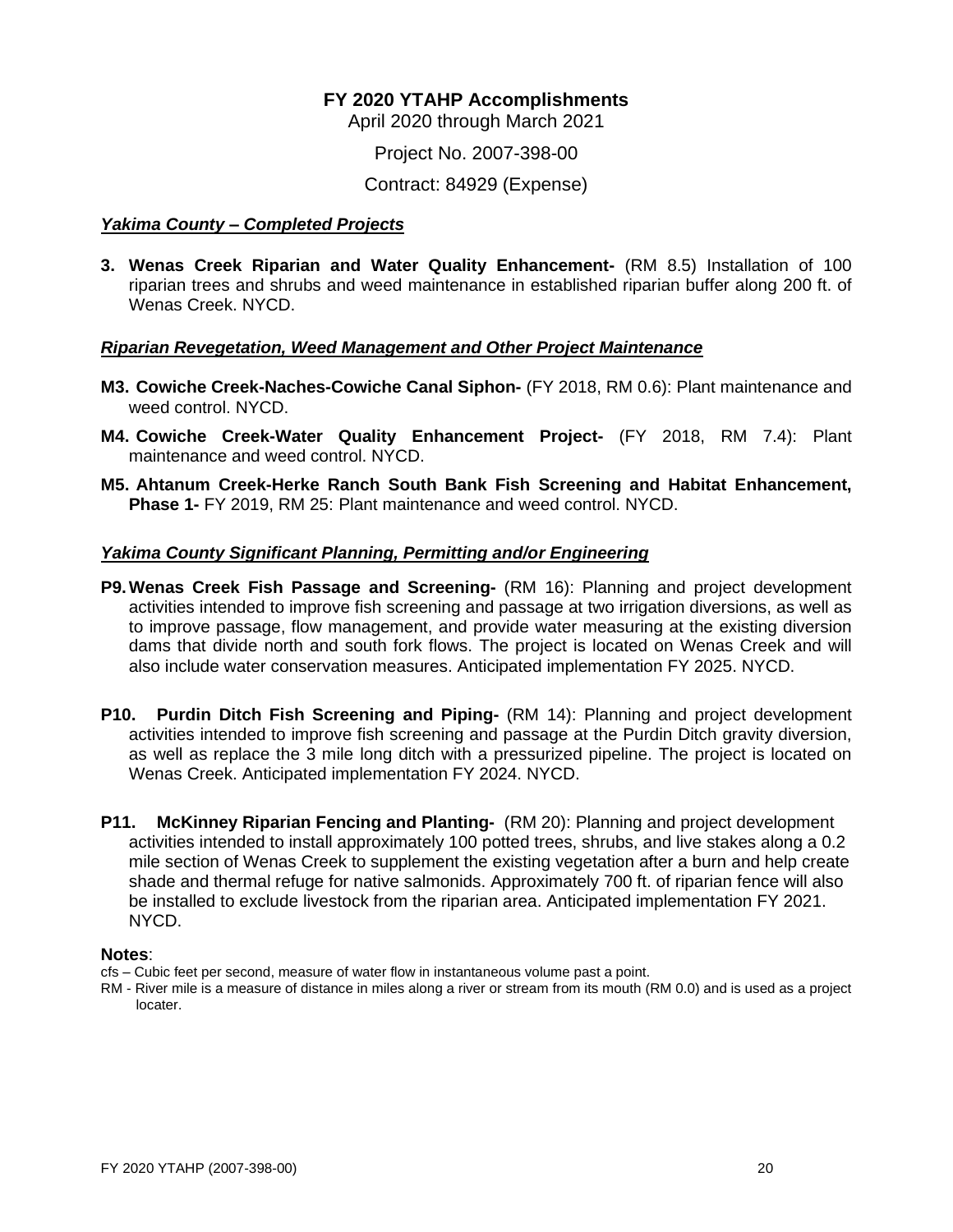**FY 2020 YTAHP Accomplishments**

April 2020 through March 2021

Project No. 2007-398-00

Contract: 84929 (Expense)

***Yakima County – Completed Projects***

3. **Wenas Creek Riparian and Water Quality Enhancement-** (RM 8.5) Installation of 100 riparian trees and shrubs and weed maintenance in established riparian buffer along 200 ft. of Wenas Creek. NYCD.

***Riparian Revegetation, Weed Management and Other Project Maintenance***

- **M3. Cowiche Creek-Naches-Cowiche Canal Siphon-** (FY 2018, RM 0.6): Plant maintenance and weed control. NYCD.
- **M4. Cowiche Creek-Water Quality Enhancement Project-** (FY 2018, RM 7.4): Plant maintenance and weed control. NYCD.
- **M5. Ahtanum Creek-Herke Ranch South Bank Fish Screening and Habitat Enhancement, Phase 1-** FY 2019, RM 25: Plant maintenance and weed control. NYCD.

***Yakima County Significant Planning, Permitting and/or Engineering***

- **P9. Wenas Creek Fish Passage and Screening-** (RM 16): Planning and project development activities intended to improve fish screening and passage at two irrigation diversions, as well as to improve passage, flow management, and provide water measuring at the existing diversion dams that divide north and south fork flows. The project is located on Wenas Creek and will also include water conservation measures. Anticipated implementation FY 2025. NYCD.

- **P10. Purdin Ditch Fish Screening and Piping-** (RM 14): Planning and project development activities intended to improve fish screening and passage at the Purdin Ditch gravity diversion, as well as replace the 3 mile long ditch with a pressurized pipeline. The project is located on Wenas Creek. Anticipated implementation FY 2024. NYCD.

- **P11. McKinney Riparian Fencing and Planting-** (RM 20): Planning and project development activities intended to install approximately 100 potted trees, shrubs, and live stakes along a 0.2 mile section of Wenas Creek to supplement the existing vegetation after a burn and help create shade and thermal refuge for native salmonids. Approximately 700 ft. of riparian fence will also be installed to exclude livestock from the riparian area. Anticipated implementation FY 2021. NYCD.

**Notes**:

cfs – Cubic feet per second, measure of water flow in instantaneous volume past a point.

RM - River mile is a measure of distance in miles along a river or stream from its mouth (RM 0.0) and is used as a project locater.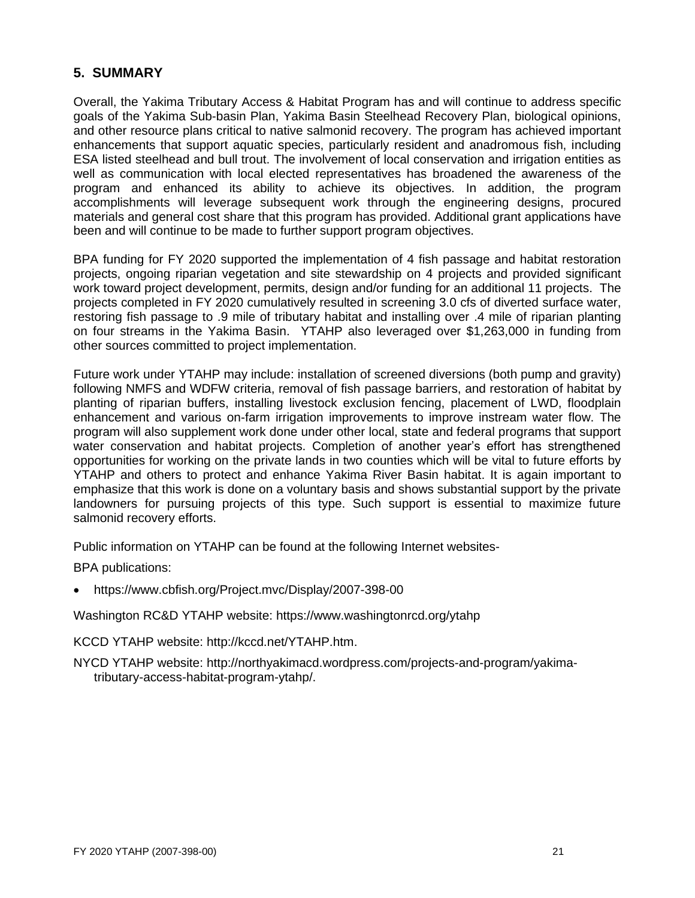## 5. SUMMARY

Overall, the Yakima Tributary Access & Habitat Program has and will continue to address specific goals of the Yakima Sub-basin Plan, Yakima Basin Steelhead Recovery Plan, biological opinions, and other resource plans critical to native salmonid recovery. The program has achieved important enhancements that support aquatic species, particularly resident and anadromous fish, including ESA listed steelhead and bull trout. The involvement of local conservation and irrigation entities as well as communication with local elected representatives has broadened the awareness of the program and enhanced its ability to achieve its objectives. In addition, the program accomplishments will leverage subsequent work through the engineering designs, procured materials and general cost share that this program has provided. Additional grant applications have been and will continue to be made to further support program objectives.

BPA funding for FY 2020 supported the implementation of 4 fish passage and habitat restoration projects, ongoing riparian vegetation and site stewardship on 4 projects and provided significant work toward project development, permits, design and/or funding for an additional 11 projects. The projects completed in FY 2020 cumulatively resulted in screening 3.0 cfs of diverted surface water, restoring fish passage to .9 mile of tributary habitat and installing over .4 mile of riparian planting on four streams in the Yakima Basin. YTAHP also leveraged over $1,263,000 in funding from other sources committed to project implementation.

Future work under YTAHP may include: installation of screened diversions (both pump and gravity) following NMFS and WDFW criteria, removal of fish passage barriers, and restoration of habitat by planting of riparian buffers, installing livestock exclusion fencing, placement of LWD, floodplain enhancement and various on-farm irrigation improvements to improve instream water flow. The program will also supplement work done under other local, state and federal programs that support water conservation and habitat projects. Completion of another year's effort has strengthened opportunities for working on the private lands in two counties which will be vital to future efforts by YTAHP and others to protect and enhance Yakima River Basin habitat. It is again important to emphasize that this work is done on a voluntary basis and shows substantial support by the private landowners for pursuing projects of this type. Such support is essential to maximize future salmonid recovery efforts.

Public information on YTAHP can be found at the following Internet websites-

BPA publications:

- https://www.cbfish.org/Project.mvc/Display/2007-398-00

Washington RC&D YTAHP website: https://www.washingtonrcd.org/ytahp

KCCD YTAHP website: http://kccd.net/YTAHP.htm.

NYCD YTAHP website: http://northyakimacd.wordpress.com/projects-and-program/yakima-tributary-access-habitat-program-ytahp/.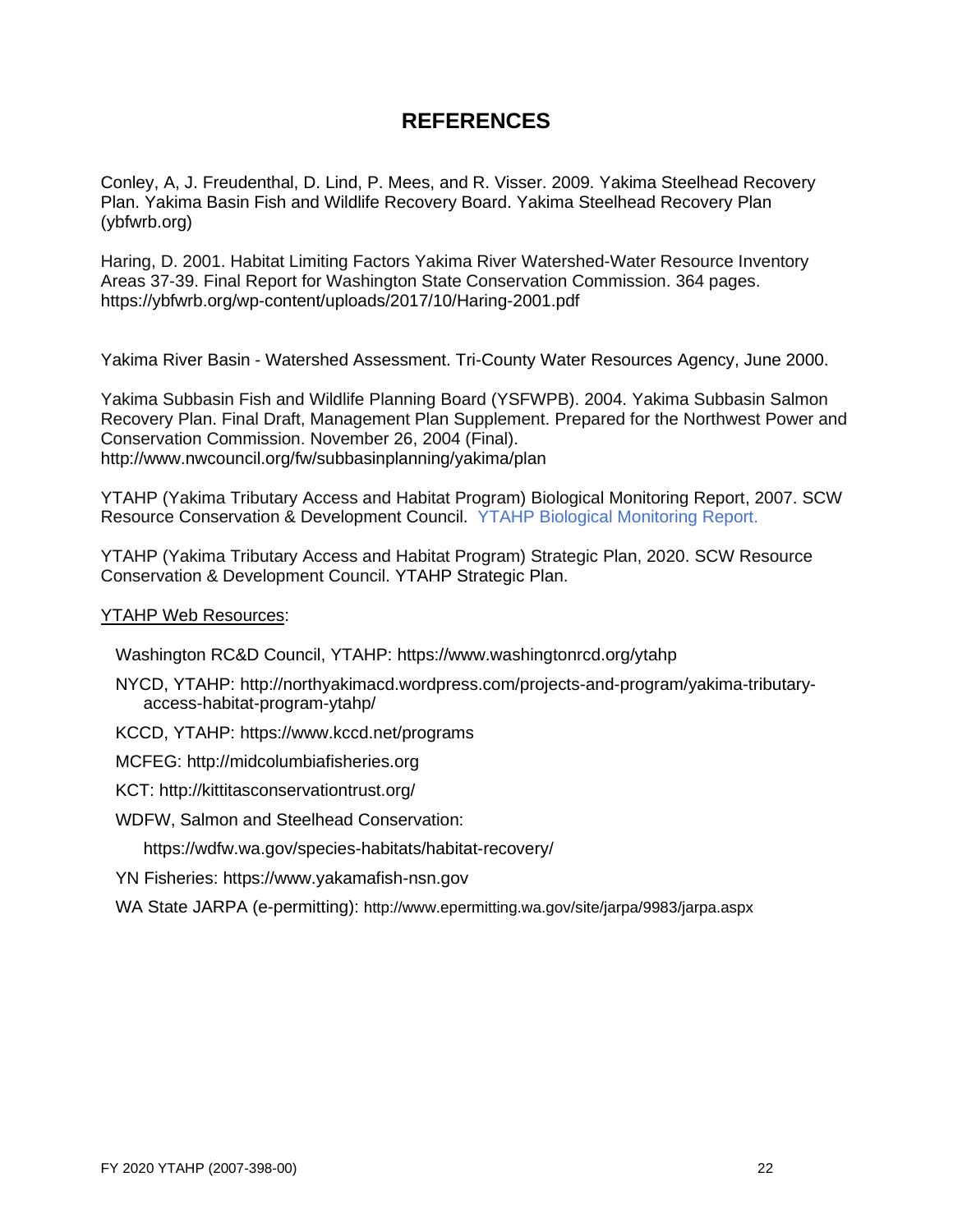# REFERENCES

Conley, A, J. Freudenthal, D. Lind, P. Mees, and R. Visser. 2009. Yakima Steelhead Recovery Plan. Yakima Basin Fish and Wildlife Recovery Board. Yakima Steelhead Recovery Plan (ybfwrb.org)

Haring, D. 2001. Habitat Limiting Factors Yakima River Watershed-Water Resource Inventory Areas 37-39. Final Report for Washington State Conservation Commission. 364 pages. https://ybfwrb.org/wp-content/uploads/2017/10/Haring-2001.pdf

Yakima River Basin - Watershed Assessment. Tri-County Water Resources Agency, June 2000.

Yakima Subbasin Fish and Wildlife Planning Board (YSFWPB). 2004. Yakima Subbasin Salmon Recovery Plan. Final Draft, Management Plan Supplement. Prepared for the Northwest Power and Conservation Commission. November 26, 2004 (Final). http://www.nwcouncil.org/fw/subbasinplanning/yakima/plan

YTAHP (Yakima Tributary Access and Habitat Program) Biological Monitoring Report, 2007. SCW Resource Conservation & Development Council. YTAHP Biological Monitoring Report.

YTAHP (Yakima Tributary Access and Habitat Program) Strategic Plan, 2020. SCW Resource Conservation & Development Council. YTAHP Strategic Plan.

YTAHP Web Resources:

- Washington RC&D Council, YTAHP: https://www.washingtonrcd.org/ytahp
- NYCD, YTAHP: http://northyakimacd.wordpress.com/projects-and-program/yakima-tributary-access-habitat-program-ytahp/
- KCCD, YTAHP: https://www.kccd.net/programs
- MCFEG: http://midcolumbiafisheries.org
- KCT: http://kittitasconservationtrust.org/
- WDFW, Salmon and Steelhead Conservation: https://wdfw.wa.gov/species-habitats/habitat-recovery/
- YN Fisheries: https://www.yakamafish-nsn.gov
- WA State JARPA (e-permitting): http://www.epermitting.wa.gov/site/jarpa/9983/jarpa.aspx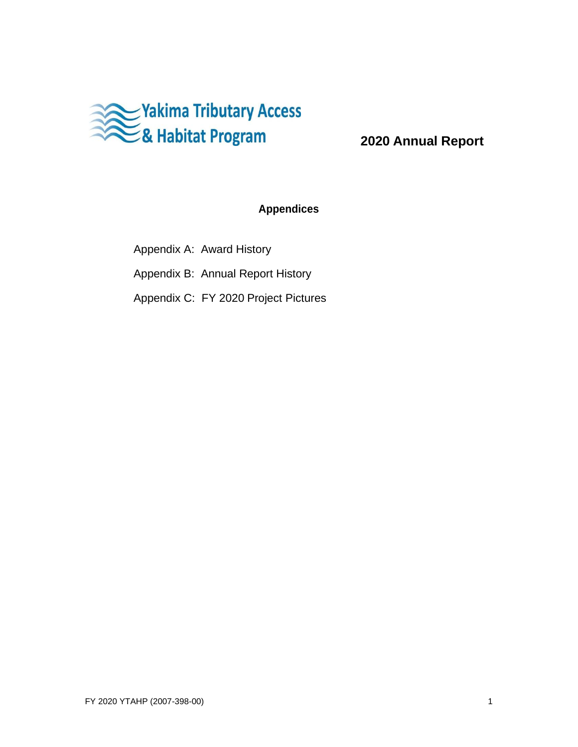Yakima Tributary Access & Habitat Program

# 2020 Annual Report

## Appendices

Appendix A: Award History

Appendix B: Annual Report History

Appendix C: FY 2020 Project Pictures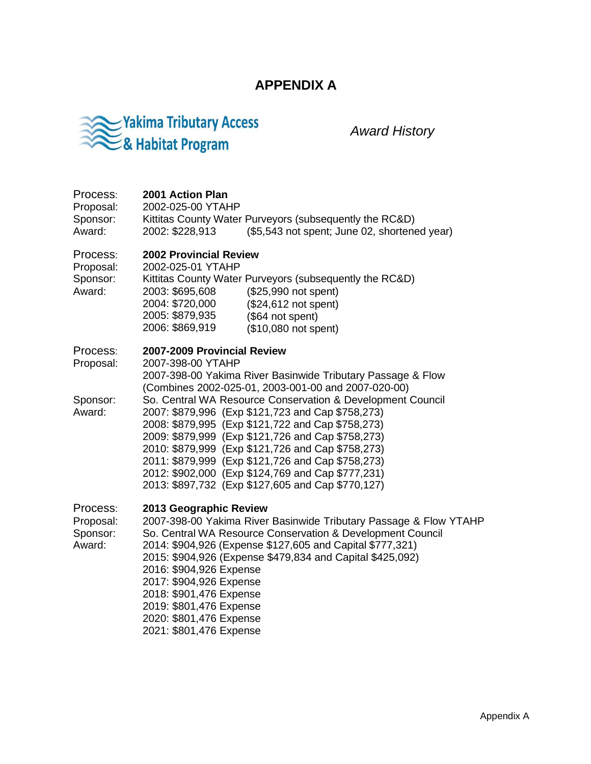# APPENDIX A

Yakima Tributary Access & Habitat Program

*Award History*

Process: **2001 Action Plan**
Proposal: 2002-025-00 YTAHP
Sponsor: Kittitas County Water Purveyors (subsequently the RC&D)
Award: 2002: $228,913 ($5,543 not spent; June 02, shortened year)

Process: **2002 Provincial Review**
Proposal: 2002-025-01 YTAHP
Sponsor: Kittitas County Water Purveyors (subsequently the RC&D)
Award:
2003: $695,608 ($25,990 not spent)
2004: $720,000 ($24,612 not spent)
2005: $879,935 ($64 not spent)
2006: $869,919 ($10,080 not spent)

Process: **2007-2009 Provincial Review**
Proposal: 2007-398-00 YTAHP
2007-398-00 Yakima River Basinwide Tributary Passage & Flow
(Combines 2002-025-01, 2003-001-00 and 2007-020-00)
Sponsor: So. Central WA Resource Conservation & Development Council
Award:
2007: $879,996 (Exp $121,723 and Cap $758,273)
2008: $879,995 (Exp $121,722 and Cap $758,273)
2009: $879,999 (Exp $121,726 and Cap $758,273)
2010: $879,999 (Exp $121,726 and Cap $758,273)
2011: $879,999 (Exp $121,726 and Cap $758,273)
2012: $902,000 (Exp $124,769 and Cap $777,231)
2013: $897,732 (Exp $127,605 and Cap $770,127)

Process: **2013 Geographic Review**
Proposal: 2007-398-00 Yakima River Basinwide Tributary Passage & Flow YTAHP
Sponsor: So. Central WA Resource Conservation & Development Council
Award:
2014: $904,926 (Expense $127,605 and Capital $777,321)
2015: $904,926 (Expense $479,834 and Capital $425,092)
2016: $904,926 Expense
2017: $904,926 Expense
2018: $901,476 Expense
2019: $801,476 Expense
2020: $801,476 Expense
2021: $801,476 Expense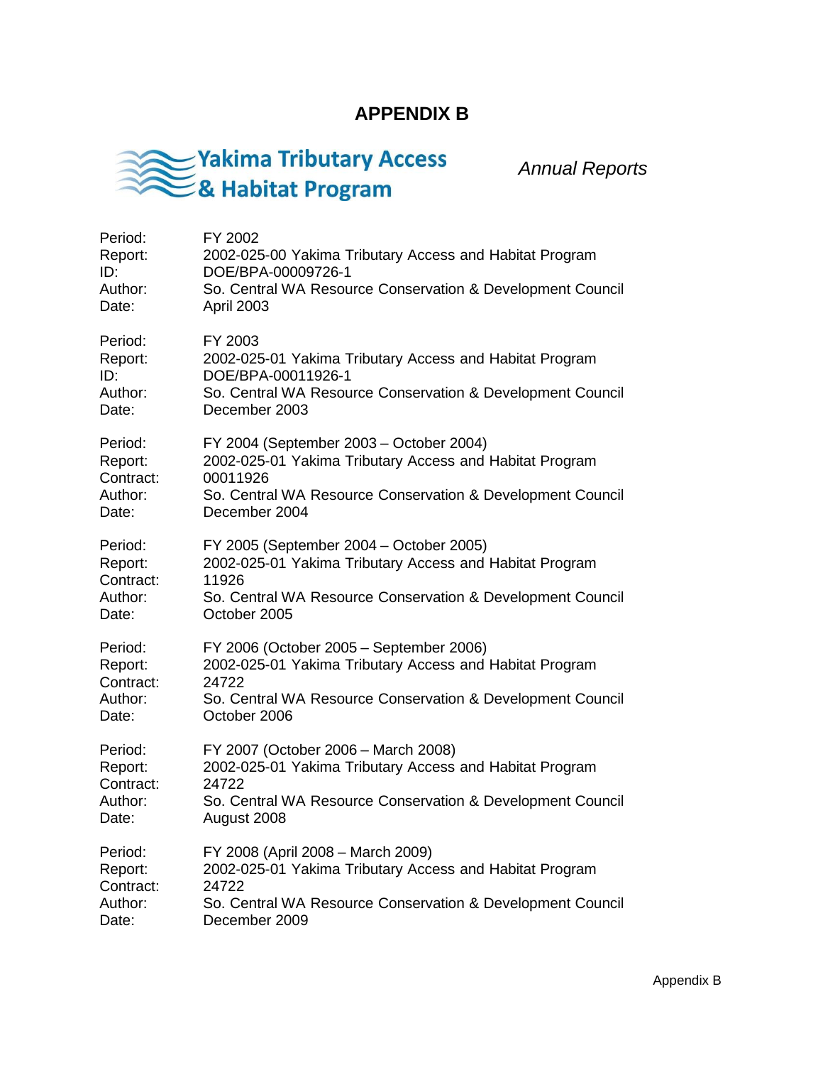# APPENDIX B

**Yakima Tributary Access & Habitat Program**

*Annual Reports*

| | |
|---|---|
| Period: | FY 2002 |
| Report: | 2002-025-00 Yakima Tributary Access and Habitat Program |
| ID: | DOE/BPA-00009726-1 |
| Author: | So. Central WA Resource Conservation & Development Council |
| Date: | April 2003 |

| | |
|---|---|
| Period: | FY 2003 |
| Report: | 2002-025-01 Yakima Tributary Access and Habitat Program |
| ID: | DOE/BPA-00011926-1 |
| Author: | So. Central WA Resource Conservation & Development Council |
| Date: | December 2003 |

| | |
|---|---|
| Period: | FY 2004 (September 2003 – October 2004) |
| Report: | 2002-025-01 Yakima Tributary Access and Habitat Program |
| Contract: | 00011926 |
| Author: | So. Central WA Resource Conservation & Development Council |
| Date: | December 2004 |

| | |
|---|---|
| Period: | FY 2005 (September 2004 – October 2005) |
| Report: | 2002-025-01 Yakima Tributary Access and Habitat Program |
| Contract: | 11926 |
| Author: | So. Central WA Resource Conservation & Development Council |
| Date: | October 2005 |

| | |
|---|---|
| Period: | FY 2006 (October 2005 – September 2006) |
| Report: | 2002-025-01 Yakima Tributary Access and Habitat Program |
| Contract: | 24722 |
| Author: | So. Central WA Resource Conservation & Development Council |
| Date: | October 2006 |

| | |
|---|---|
| Period: | FY 2007 (October 2006 – March 2008) |
| Report: | 2002-025-01 Yakima Tributary Access and Habitat Program |
| Contract: | 24722 |
| Author: | So. Central WA Resource Conservation & Development Council |
| Date: | August 2008 |

| | |
|---|---|
| Period: | FY 2008 (April 2008 – March 2009) |
| Report: | 2002-025-01 Yakima Tributary Access and Habitat Program |
| Contract: | 24722 |
| Author: | So. Central WA Resource Conservation & Development Council |
| Date: | December 2009 |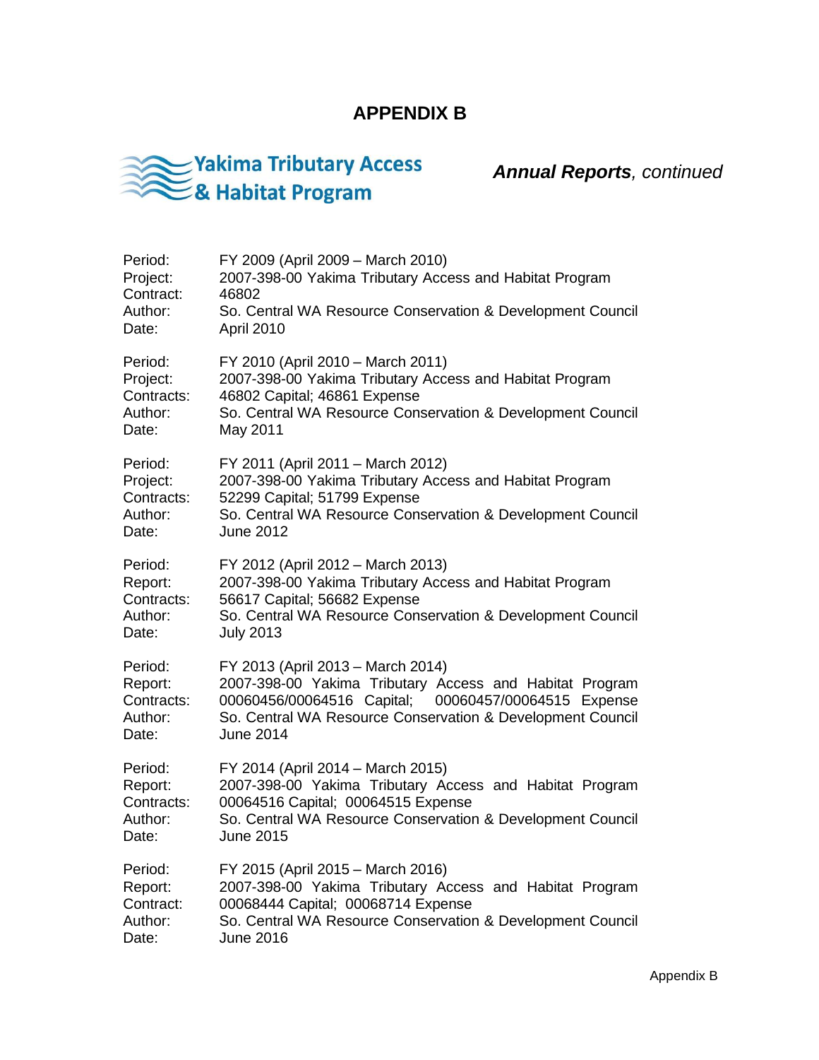# APPENDIX B

**Yakima Tributary Access & Habitat Program**

***Annual Reports**, continued*

Period: FY 2009 (April 2009 – March 2010)
Project: 2007-398-00 Yakima Tributary Access and Habitat Program
Contract: 46802
Author: So. Central WA Resource Conservation & Development Council
Date: April 2010

Period: FY 2010 (April 2010 – March 2011)
Project: 2007-398-00 Yakima Tributary Access and Habitat Program
Contracts: 46802 Capital; 46861 Expense
Author: So. Central WA Resource Conservation & Development Council
Date: May 2011

Period: FY 2011 (April 2011 – March 2012)
Project: 2007-398-00 Yakima Tributary Access and Habitat Program
Contracts: 52299 Capital; 51799 Expense
Author: So. Central WA Resource Conservation & Development Council
Date: June 2012

Period: FY 2012 (April 2012 – March 2013)
Report: 2007-398-00 Yakima Tributary Access and Habitat Program
Contracts: 56617 Capital; 56682 Expense
Author: So. Central WA Resource Conservation & Development Council
Date: July 2013

Period: FY 2013 (April 2013 – March 2014)
Report: 2007-398-00 Yakima Tributary Access and Habitat Program
Contracts: 00060456/00064516 Capital; 00060457/00064515 Expense
Author: So. Central WA Resource Conservation & Development Council
Date: June 2014

Period: FY 2014 (April 2014 – March 2015)
Report: 2007-398-00 Yakima Tributary Access and Habitat Program
Contracts: 00064516 Capital; 00064515 Expense
Author: So. Central WA Resource Conservation & Development Council
Date: June 2015

Period: FY 2015 (April 2015 – March 2016)
Report: 2007-398-00 Yakima Tributary Access and Habitat Program
Contract: 00068444 Capital; 00068714 Expense
Author: So. Central WA Resource Conservation & Development Council
Date: June 2016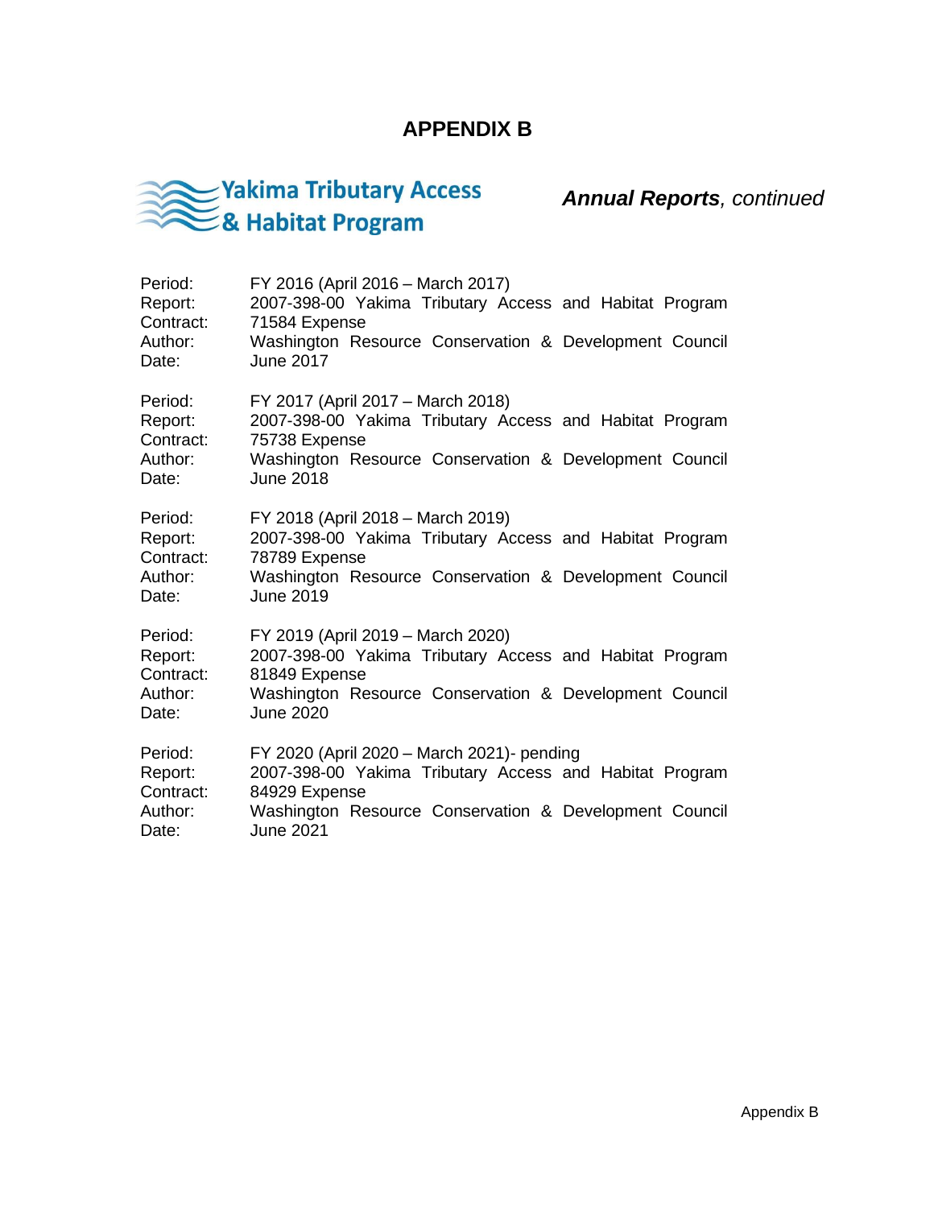# APPENDIX B

Yakima Tributary Access & Habitat Program

***Annual Reports**, continued*

Period: FY 2016 (April 2016 – March 2017)
Report: 2007-398-00 Yakima Tributary Access and Habitat Program
Contract: 71584 Expense
Author: Washington Resource Conservation & Development Council
Date: June 2017

Period: FY 2017 (April 2017 – March 2018)
Report: 2007-398-00 Yakima Tributary Access and Habitat Program
Contract: 75738 Expense
Author: Washington Resource Conservation & Development Council
Date: June 2018

Period: FY 2018 (April 2018 – March 2019)
Report: 2007-398-00 Yakima Tributary Access and Habitat Program
Contract: 78789 Expense
Author: Washington Resource Conservation & Development Council
Date: June 2019

Period: FY 2019 (April 2019 – March 2020)
Report: 2007-398-00 Yakima Tributary Access and Habitat Program
Contract: 81849 Expense
Author: Washington Resource Conservation & Development Council
Date: June 2020

Period: FY 2020 (April 2020 – March 2021)- pending
Report: 2007-398-00 Yakima Tributary Access and Habitat Program
Contract: 84929 Expense
Author: Washington Resource Conservation & Development Council
Date: June 2021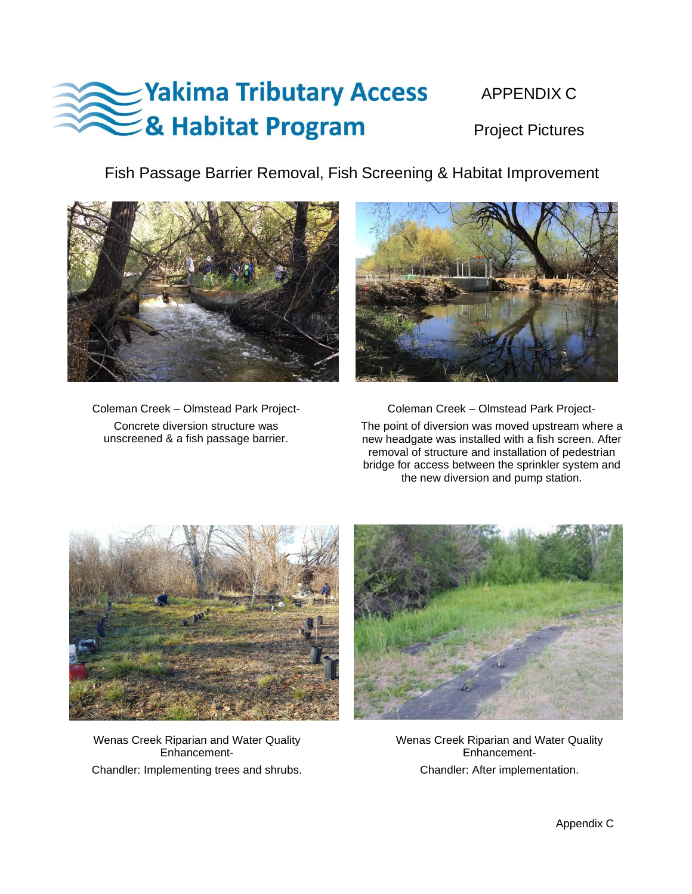# Yakima Tributary Access & Habitat Program

APPENDIX C

Project Pictures

## Fish Passage Barrier Removal, Fish Screening & Habitat Improvement

Coleman Creek – Olmstead Park Project-

Concrete diversion structure was unscreened & a fish passage barrier.

Coleman Creek – Olmstead Park Project-

The point of diversion was moved upstream where a new headgate was installed with a fish screen. After removal of structure and installation of pedestrian bridge for access between the sprinkler system and the new diversion and pump station.

Wenas Creek Riparian and Water Quality Enhancement-

Chandler: Implementing trees and shrubs.

Wenas Creek Riparian and Water Quality Enhancement-

Chandler: After implementation.